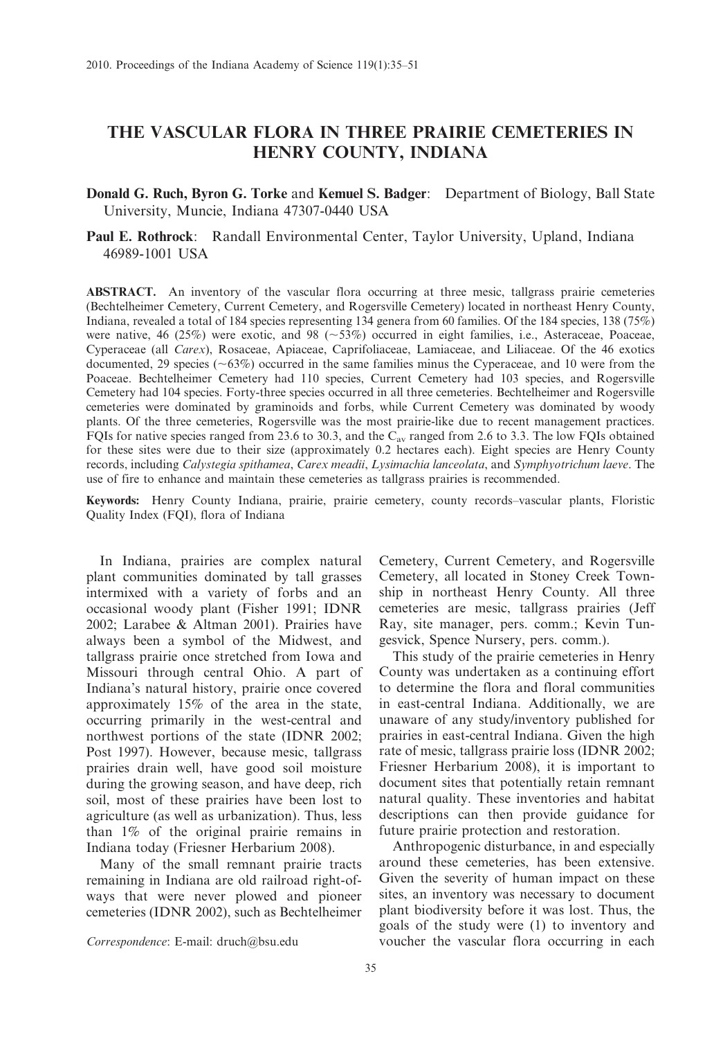# THE VASCULAR FLORA IN THREE PRAIRIE CEMETERIES IN HENRY COUNTY, INDIANA

**Donald G. Ruch, Byron G. Torke** and **Kemuel S. Badger**: Department of Biology, Ball State University, Muncie, Indiana 47307-0440 USA

**Paul E. Rothrock**: Randall Environmental Center, Taylor University, Upland, Indiana 46989-1001 USA

**ABSTRACT.** An inventory of the vascular flora occurring at three mesic, tallgrass prairie cemeteries (Bechtelheimer Cemetery, Current Cemetery, and Rogersville Cemetery) located in northeast Henry County, Indiana, revealed a total of 184 species representing 134 genera from 60 families. Of the 184 species, 138 (75%) were native, 46 (25%) were exotic, and 98 (~53%) occurred in eight families, i.e., Asteraceae, Poaceae, Cyperaceae (all *Carex*), Rosaceae, Apiaceae, Caprifoliaceae, Lamiaceae, and Liliaceae. Of the 46 exotics documented, 29 species (~63%) occurred in the same families minus the Cyperaceae, and 10 were from the Poaceae. Bechtelheimer Cemetery had 110 species, Current Cemetery had 103 species, and Rogersville Cemetery had 104 species. Forty-three species occurred in all three cemeteries. Bechtelheimer and Rogersville cemeteries were dominated by graminoids and forbs, while Current Cemetery was dominated by woody plants. Of the three cemeteries, Rogersville was the most prairie-like due to recent management practices. FQIs for native species ranged from 23.6 to 30.3, and the $C_{av}$ ranged from 2.6 to 3.3. The low FQIs obtained for these sites were due to their size (approximately 0.2 hectares each). Eight species are Henry County records, including *Calystegia spithamea*, *Carex meadii*, *Lysimachia lanceolata*, and *Symphyotrichum laeve*. The use of fire to enhance and maintain these cemeteries as tallgrass prairies is recommended.

**Keywords:** Henry County Indiana, prairie, prairie cemetery, county records–vascular plants, Floristic Quality Index (FQI), flora of Indiana

In Indiana, prairies are complex natural plant communities dominated by tall grasses intermixed with a variety of forbs and an occasional woody plant (Fisher 1991; IDNR 2002; Larabee & Altman 2001). Prairies have always been a symbol of the Midwest, and tallgrass prairie once stretched from Iowa and Missouri through central Ohio. A part of Indiana's natural history, prairie once covered approximately 15% of the area in the state, occurring primarily in the west-central and northwest portions of the state (IDNR 2002; Post 1997). However, because mesic, tallgrass prairies drain well, have good soil moisture during the growing season, and have deep, rich soil, most of these prairies have been lost to agriculture (as well as urbanization). Thus, less than 1% of the original prairie remains in Indiana today (Friesner Herbarium 2008).

Many of the small remnant prairie tracts remaining in Indiana are old railroad right-of-ways that were never plowed and pioneer cemeteries (IDNR 2002), such as Bechtelheimer Cemetery, Current Cemetery, and Rogersville Cemetery, all located in Stoney Creek Township in northeast Henry County. All three cemeteries are mesic, tallgrass prairies (Jeff Ray, site manager, pers. comm.; Kevin Tungesvick, Spence Nursery, pers. comm.).

This study of the prairie cemeteries in Henry County was undertaken as a continuing effort to determine the flora and floral communities in east-central Indiana. Additionally, we are unaware of any study/inventory published for prairies in east-central Indiana. Given the high rate of mesic, tallgrass prairie loss (IDNR 2002; Friesner Herbarium 2008), it is important to document sites that potentially retain remnant natural quality. These inventories and habitat descriptions can then provide guidance for future prairie protection and restoration.

Anthropogenic disturbance, in and especially around these cemeteries, has been extensive. Given the severity of human impact on these sites, an inventory was necessary to document plant biodiversity before it was lost. Thus, the goals of the study were (1) to inventory and voucher the vascular flora occurring in each

*Correspondence*: E-mail: druch@bsu.edu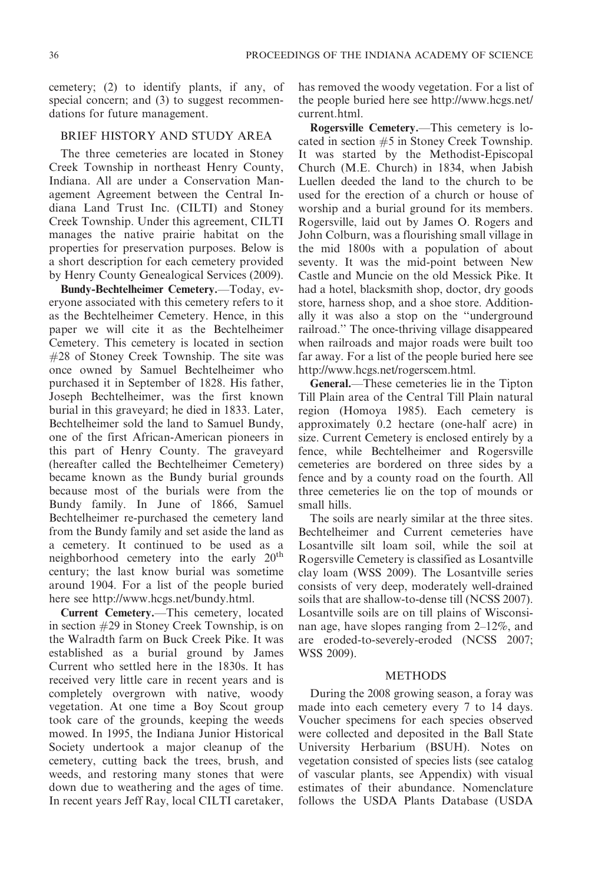cemetery; (2) to identify plants, if any, of special concern; and (3) to suggest recommendations for future management.

## BRIEF HISTORY AND STUDY AREA

The three cemeteries are located in Stoney Creek Township in northeast Henry County, Indiana. All are under a Conservation Management Agreement between the Central Indiana Land Trust Inc. (CILTI) and Stoney Creek Township. Under this agreement, CILTI manages the native prairie habitat on the properties for preservation purposes. Below is a short description for each cemetery provided by Henry County Genealogical Services (2009).

**Bundy-Bechtelheimer Cemetery.**—Today, everyone associated with this cemetery refers to it as the Bechtelheimer Cemetery. Hence, in this paper we will cite it as the Bechtelheimer Cemetery. This cemetery is located in section #28 of Stoney Creek Township. The site was once owned by Samuel Bechtelheimer who purchased it in September of 1828. His father, Joseph Bechtelheimer, was the first known burial in this graveyard; he died in 1833. Later, Bechtelheimer sold the land to Samuel Bundy, one of the first African-American pioneers in this part of Henry County. The graveyard (hereafter called the Bechtelheimer Cemetery) became known as the Bundy burial grounds because most of the burials were from the Bundy family. In June of 1866, Samuel Bechtelheimer re-purchased the cemetery land from the Bundy family and set aside the land as a cemetery. It continued to be used as a neighborhood cemetery into the early 20th century; the last know burial was sometime around 1904. For a list of the people buried here see http://www.hcgs.net/bundy.html.

**Current Cemetery.**—This cemetery, located in section #29 in Stoney Creek Township, is on the Walradth farm on Buck Creek Pike. It was established as a burial ground by James Current who settled here in the 1830s. It has received very little care in recent years and is completely overgrown with native, woody vegetation. At one time a Boy Scout group took care of the grounds, keeping the weeds mowed. In 1995, the Indiana Junior Historical Society undertook a major cleanup of the cemetery, cutting back the trees, brush, and weeds, and restoring many stones that were down due to weathering and the ages of time. In recent years Jeff Ray, local CILTI caretaker, has removed the woody vegetation. For a list of the people buried here see http://www.hcgs.net/current.html.

**Rogersville Cemetery.**—This cemetery is located in section #5 in Stoney Creek Township. It was started by the Methodist-Episcopal Church (M.E. Church) in 1834, when Jabish Luellen deeded the land to the church to be used for the erection of a church or house of worship and a burial ground for its members. Rogersville, laid out by James O. Rogers and John Colburn, was a flourishing small village in the mid 1800s with a population of about seventy. It was the mid-point between New Castle and Muncie on the old Messick Pike. It had a hotel, blacksmith shop, doctor, dry goods store, harness shop, and a shoe store. Additionally it was also a stop on the ''underground railroad.'' The once-thriving village disappeared when railroads and major roads were built too far away. For a list of the people buried here see http://www.hcgs.net/rogerscem.html.

**General.**—These cemeteries lie in the Tipton Till Plain area of the Central Till Plain natural region (Homoya 1985). Each cemetery is approximately 0.2 hectare (one-half acre) in size. Current Cemetery is enclosed entirely by a fence, while Bechtelheimer and Rogersville cemeteries are bordered on three sides by a fence and by a county road on the fourth. All three cemeteries lie on the top of mounds or small hills.

The soils are nearly similar at the three sites. Bechtelheimer and Current cemeteries have Losantville silt loam soil, while the soil at Rogersville Cemetery is classified as Losantville clay loam (WSS 2009). The Losantville series consists of very deep, moderately well-drained soils that are shallow-to-dense till (NCSS 2007). Losantville soils are on till plains of Wisconsinan age, have slopes ranging from 2–12%, and are eroded-to-severely-eroded (NCSS 2007; WSS 2009).

## METHODS

During the 2008 growing season, a foray was made into each cemetery every 7 to 14 days. Voucher specimens for each species observed were collected and deposited in the Ball State University Herbarium (BSUH). Notes on vegetation consisted of species lists (see catalog of vascular plants, see Appendix) with visual estimates of their abundance. Nomenclature follows the USDA Plants Database (USDA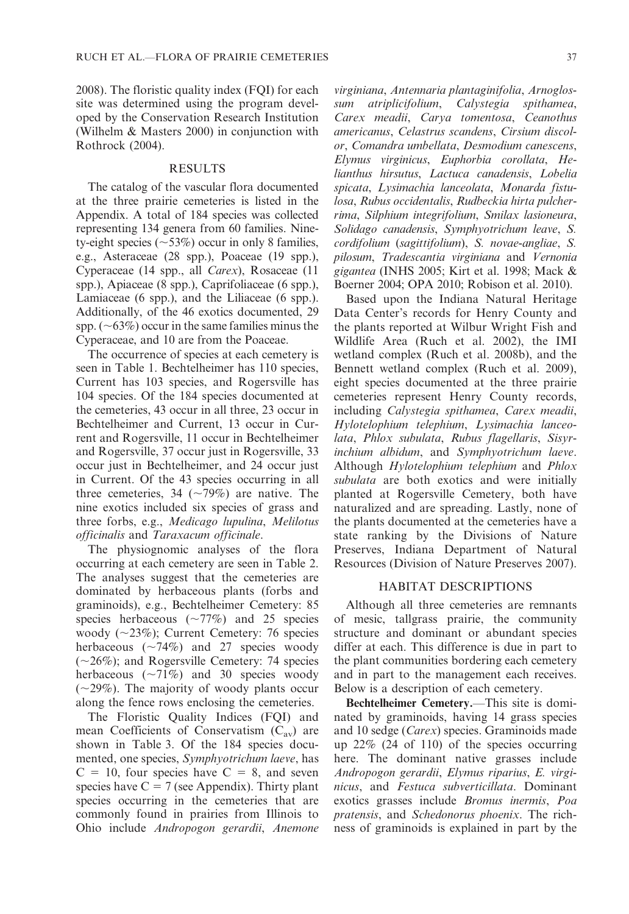2008). The floristic quality index (FQI) for each site was determined using the program developed by the Conservation Research Institution (Wilhelm & Masters 2000) in conjunction with Rothrock (2004).

## RESULTS

The catalog of the vascular flora documented at the three prairie cemeteries is listed in the Appendix. A total of 184 species was collected representing 134 genera from 60 families. Ninety-eight species (~53%) occur in only 8 families, e.g., Asteraceae (28 spp.), Poaceae (19 spp.), Cyperaceae (14 spp., all *Carex*), Rosaceae (11 spp.), Apiaceae (8 spp.), Caprifoliaceae (6 spp.), Lamiaceae (6 spp.), and the Liliaceae (6 spp.). Additionally, of the 46 exotics documented, 29 spp. (~63%) occur in the same families minus the Cyperaceae, and 10 are from the Poaceae.

The occurrence of species at each cemetery is seen in Table 1. Bechtelheimer has 110 species, Current has 103 species, and Rogersville has 104 species. Of the 184 species documented at the cemeteries, 43 occur in all three, 23 occur in Bechtelheimer and Current, 13 occur in Current and Rogersville, 11 occur in Bechtelheimer and Rogersville, 37 occur just in Rogersville, 33 occur just in Bechtelheimer, and 24 occur just in Current. Of the 43 species occurring in all three cemeteries, 34 (~79%) are native. The nine exotics included six species of grass and three forbs, e.g., *Medicago lupulina*, *Melilotus officinalis* and *Taraxacum officinale*.

The physiognomic analyses of the flora occurring at each cemetery are seen in Table 2. The analyses suggest that the cemeteries are dominated by herbaceous plants (forbs and graminoids), e.g., Bechtelheimer Cemetery: 85 species herbaceous (~77%) and 25 species woody (~23%); Current Cemetery: 76 species herbaceous (~74%) and 27 species woody (~26%); and Rogersville Cemetery: 74 species herbaceous (~71%) and 30 species woody (~29%). The majority of woody plants occur along the fence rows enclosing the cemeteries.

The Floristic Quality Indices (FQI) and mean Coefficients of Conservatism ($C_{av}$) are shown in Table 3. Of the 184 species documented, one species, *Symphyotrichum laeve*, has $C = 10$, four species have $C = 8$, and seven species have $C = 7$ (see Appendix). Thirty plant species occurring in the cemeteries that are commonly found in prairies from Illinois to Ohio include *Andropogon gerardii*, *Anemone virginiana*, *Antennaria plantaginifolia*, *Arnoglossum atriplicifolium*, *Calystegia spithamea*, *Carex meadii*, *Carya tomentosa*, *Ceanothus americanus*, *Celastrus scandens*, *Cirsium discolor*, *Comandra umbellata*, *Desmodium canescens*, *Elymus virginicus*, *Euphorbia corollata*, *Helianthus hirsutus*, *Lactuca canadensis*, *Lobelia spicata*, *Lysimachia lanceolata*, *Monarda fistulosa*, *Rubus occidentalis*, *Rudbeckia hirta pulcherrima*, *Silphium integrifolium*, *Smilax lasioneura*, *Solidago canadensis*, *Symphyotrichum leave*, *S. cordifolium* (*sagittifolium*), *S. novae-angliae*, *S. pilosum*, *Tradescantia virginiana* and *Vernonia gigantea* (INHS 2005; Kirt et al. 1998; Mack & Boerner 2004; OPA 2010; Robison et al. 2010).

Based upon the Indiana Natural Heritage Data Center's records for Henry County and the plants reported at Wilbur Wright Fish and Wildlife Area (Ruch et al. 2002), the IMI wetland complex (Ruch et al. 2008b), and the Bennett wetland complex (Ruch et al. 2009), eight species documented at the three prairie cemeteries represent Henry County records, including *Calystegia spithamea*, *Carex meadii*, *Hylotelophium telephium*, *Lysimachia lanceolata*, *Phlox subulata*, *Rubus flagellaris*, *Sisyrinchium albidum*, and *Symphyotrichum laeve*. Although *Hylotelophium telephium* and *Phlox subulata* are both exotics and were initially planted at Rogersville Cemetery, both have naturalized and are spreading. Lastly, none of the plants documented at the cemeteries have a state ranking by the Divisions of Nature Preserves, Indiana Department of Natural Resources (Division of Nature Preserves 2007).

## HABITAT DESCRIPTIONS

Although all three cemeteries are remnants of mesic, tallgrass prairie, the community structure and dominant or abundant species differ at each. This difference is due in part to the plant communities bordering each cemetery and in part to the management each receives. Below is a description of each cemetery.

**Bechtelheimer Cemetery.**—This site is dominated by graminoids, having 14 grass species and 10 sedge (*Carex*) species. Graminoids made up 22% (24 of 110) of the species occurring here. The dominant native grasses include *Andropogon gerardii*, *Elymus riparius*, *E. virginicus*, and *Festuca subverticillata*. Dominant exotics grasses include *Bromus inermis*, *Poa pratensis*, and *Schedonorus phoenix*. The richness of graminoids is explained in part by the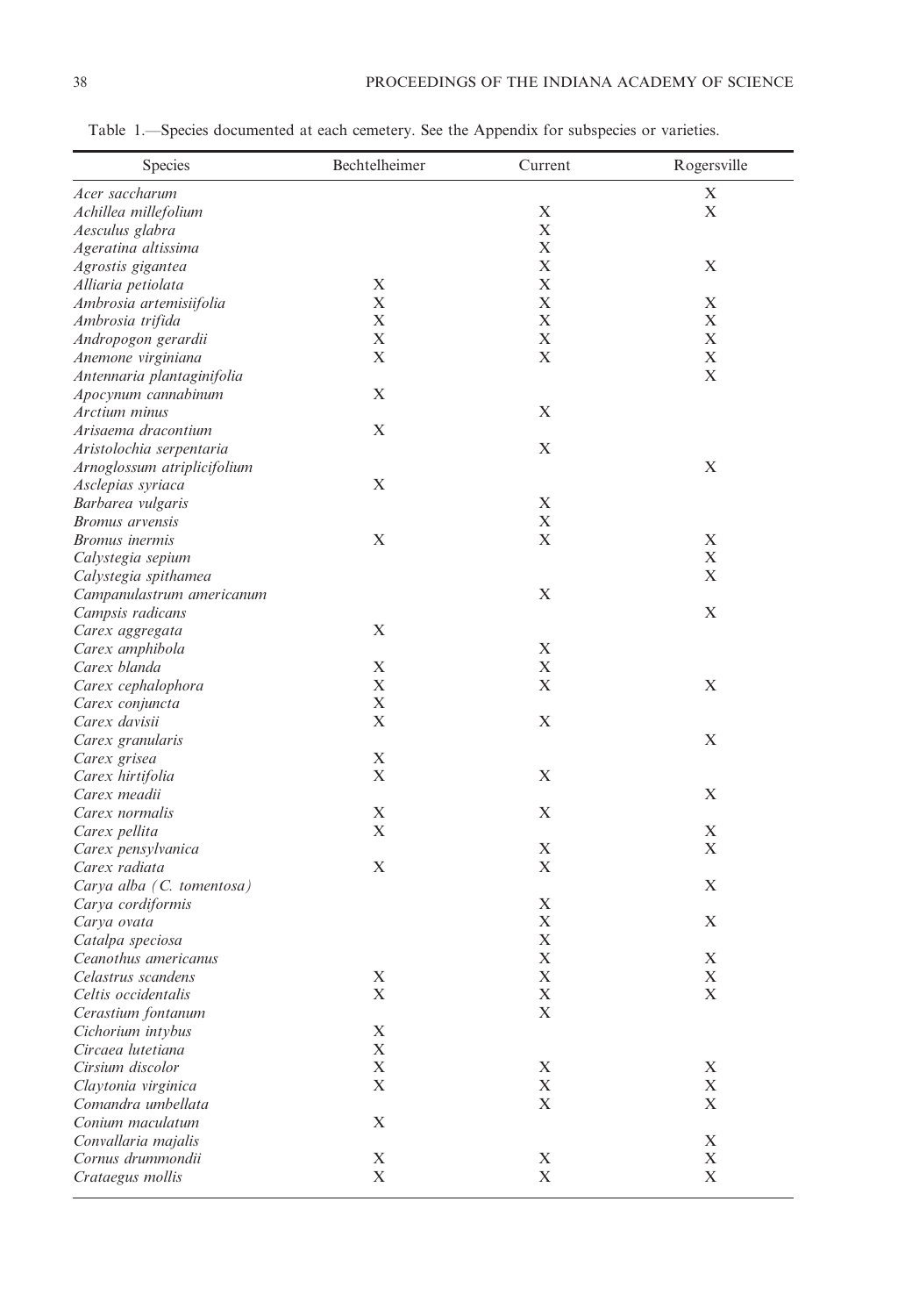Table 1.—Species documented at each cemetery. See the Appendix for subspecies or varieties.

| Species | Bechtelheimer | Current | Rogersville |
|---|---|---|---|
| *Acer saccharum* | | | X |
| *Achillea millefolium* | | X | X |
| *Aesculus glabra* | | X | |
| *Ageratina altissima* | | X | |
| *Agrostis gigantea* | | X | X |
| *Alliaria petiolata* | X | X | |
| *Ambrosia artemisiifolia* | X | X | X |
| *Ambrosia trifida* | X | X | X |
| *Andropogon gerardii* | X | X | X |
| *Anemone virginiana* | X | X | X |
| *Antennaria plantaginifolia* | | | X |
| *Apocynum cannabinum* | X | | |
| *Arctium minus* | | X | |
| *Arisaema dracontium* | X | | |
| *Aristolochia serpentaria* | | X | |
| *Arnoglossum atriplicifolium* | | | X |
| *Asclepias syriaca* | X | | |
| *Barbarea vulgaris* | | X | |
| *Bromus arvensis* | | X | |
| *Bromus inermis* | X | X | X |
| *Calystegia sepium* | | | X |
| *Calystegia spithamea* | | | X |
| *Campanulastrum americanum* | | X | |
| *Campsis radicans* | | | X |
| *Carex aggregata* | X | | |
| *Carex amphibola* | | X | |
| *Carex blanda* | X | X | |
| *Carex cephalophora* | X | X | X |
| *Carex conjuncta* | X | | |
| *Carex davisii* | X | X | |
| *Carex granularis* | | | X |
| *Carex grisea* | X | | |
| *Carex hirtifolia* | X | X | |
| *Carex meadii* | | | X |
| *Carex normalis* | X | X | |
| *Carex pellita* | X | | X |
| *Carex pensylvanica* | | X | X |
| *Carex radiata* | X | X | |
| *Carya alba* (*C. tomentosa*) | | | X |
| *Carya cordiformis* | | X | |
| *Carya ovata* | | X | X |
| *Catalpa speciosa* | | X | |
| *Ceanothus americanus* | | X | X |
| *Celastrus scandens* | X | X | X |
| *Celtis occidentalis* | X | X | X |
| *Cerastium fontanum* | | X | |
| *Cichorium intybus* | X | | |
| *Circaea lutetiana* | X | | |
| *Cirsium discolor* | X | X | X |
| *Claytonia virginica* | X | X | X |
| *Comandra umbellata* | | X | X |
| *Conium maculatum* | X | | |
| *Convallaria majalis* | | | X |
| *Cornus drummondii* | X | X | X |
| *Crataegus mollis* | X | X | X |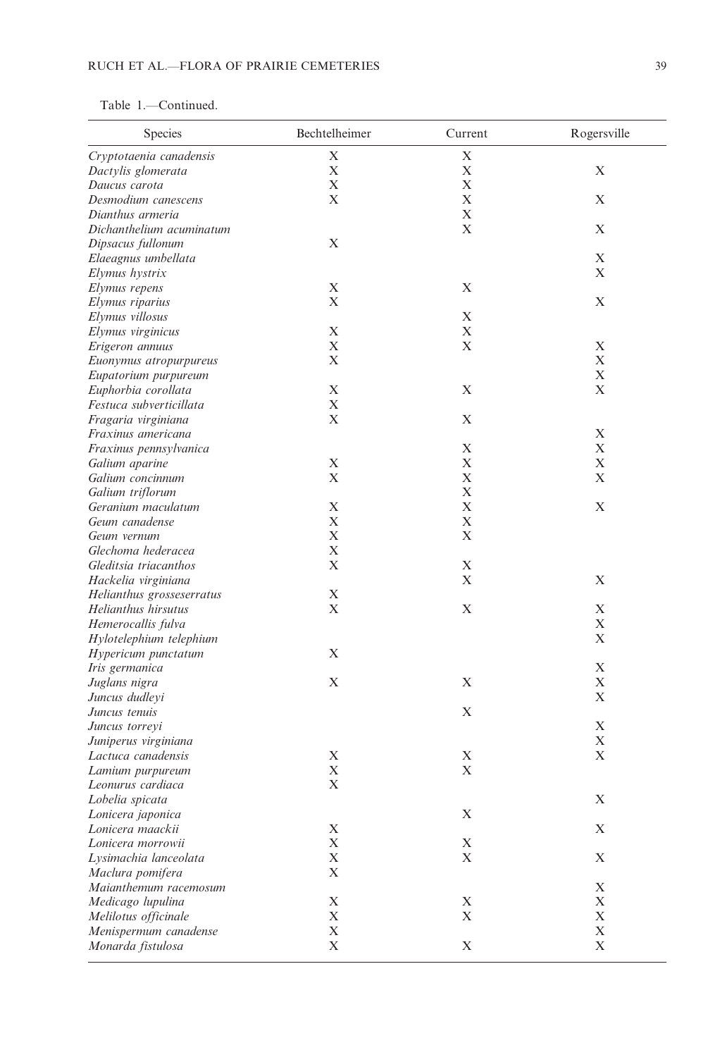Table 1.—Continued.

| Species | Bechtelheimer | Current | Rogersville |
|---|---|---|---|
| *Cryptotaenia canadensis* | X | X | |
| *Dactylis glomerata* | X | X | X |
| *Daucus carota* | X | X | |
| *Desmodium canescens* | X | X | X |
| *Dianthus armeria* | | X | |
| *Dichanthelium acuminatum* | | X | X |
| *Dipsacus fullonum* | X | | |
| *Elaeagnus umbellata* | | | X |
| *Elymus hystrix* | | | X |
| *Elymus repens* | X | X | |
| *Elymus riparius* | X | | X |
| *Elymus villosus* | | X | |
| *Elymus virginicus* | X | X | |
| *Erigeron annuus* | X | X | X |
| *Euonymus atropurpureus* | X | | X |
| *Eupatorium purpureum* | | | X |
| *Euphorbia corollata* | X | X | X |
| *Festuca subverticillata* | X | | |
| *Fragaria virginiana* | X | X | |
| *Fraxinus americana* | | | X |
| *Fraxinus pennsylvanica* | | X | X |
| *Galium aparine* | X | X | X |
| *Galium concinnum* | X | X | X |
| *Galium triflorum* | | X | |
| *Geranium maculatum* | X | X | X |
| *Geum canadense* | X | X | |
| *Geum vernum* | X | X | |
| *Glechoma hederacea* | X | | |
| *Gleditsia triacanthos* | X | X | |
| *Hackelia virginiana* | | X | X |
| *Helianthus grosseserratus* | X | | |
| *Helianthus hirsutus* | X | X | X |
| *Hemerocallis fulva* | | | X |
| *Hylotelephium telephium* | | | X |
| *Hypericum punctatum* | X | | |
| *Iris germanica* | | | X |
| *Juglans nigra* | X | X | X |
| *Juncus dudleyi* | | | X |
| *Juncus tenuis* | | X | |
| *Juncus torreyi* | | | X |
| *Juniperus virginiana* | | | X |
| *Lactuca canadensis* | X | X | X |
| *Lamium purpureum* | X | X | |
| *Leonurus cardiaca* | X | | |
| *Lobelia spicata* | | | X |
| *Lonicera japonica* | | X | |
| *Lonicera maackii* | X | | X |
| *Lonicera morrowii* | X | X | |
| *Lysimachia lanceolata* | X | X | X |
| *Maclura pomifera* | X | | |
| *Maianthemum racemosum* | | | X |
| *Medicago lupulina* | X | X | X |
| *Melilotus officinale* | X | X | X |
| *Menispermum canadense* | X | | X |
| *Monarda fistulosa* | X | X | X |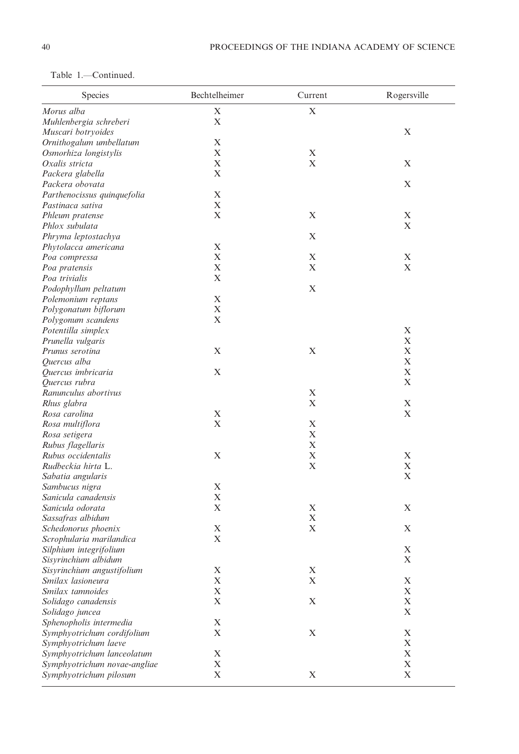Table 1.—Continued.

| Species | Bechtelheimer | Current | Rogersville |
|---|---|---|---|
| *Morus alba* | X | X | |
| *Muhlenbergia schreberi* | X | | |
| *Muscari botryoides* | | | X |
| *Ornithogalum umbellatum* | X | | |
| *Osmorhiza longistylis* | X | X | |
| *Oxalis stricta* | X | X | X |
| *Packera glabella* | X | | |
| *Packera obovata* | | | X |
| *Parthenocissus quinquefolia* | X | | |
| *Pastinaca sativa* | X | | |
| *Phleum pratense* | X | X | X |
| *Phlox subulata* | | | X |
| *Phryma leptostachya* | | X | |
| *Phytolacca americana* | X | | |
| *Poa compressa* | X | X | X |
| *Poa pratensis* | X | X | X |
| *Poa trivialis* | X | | |
| *Podophyllum peltatum* | | X | |
| *Polemonium reptans* | X | | |
| *Polygonatum biflorum* | X | | |
| *Polygonum scandens* | X | | |
| *Potentilla simplex* | | | X |
| *Prunella vulgaris* | | | X |
| *Prunus serotina* | X | X | X |
| *Quercus alba* | | | X |
| *Quercus imbricaria* | X | | X |
| *Quercus rubra* | | | X |
| *Ranunculus abortivus* | | X | |
| *Rhus glabra* | | X | X |
| *Rosa carolina* | X | | X |
| *Rosa multiflora* | X | X | |
| *Rosa setigera* | | X | |
| *Rubus flagellaris* | | X | |
| *Rubus occidentalis* | X | X | X |
| *Rudbeckia hirta* L. | | X | X |
| *Sabatia angularis* | | | X |
| *Sambucus nigra* | X | | |
| *Sanicula canadensis* | X | | |
| *Sanicula odorata* | X | X | X |
| *Sassafras albidum* | | X | |
| *Schedonorus phoenix* | X | X | X |
| *Scrophularia marilandica* | X | | |
| *Silphium integrifolium* | | | X |
| *Sisyrinchium albidum* | | | X |
| *Sisyrinchium angustifolium* | X | X | |
| *Smilax lasioneura* | X | X | X |
| *Smilax tamnoides* | X | | X |
| *Solidago canadensis* | X | X | X |
| *Solidago juncea* | | | X |
| *Sphenopholis intermedia* | X | | |
| *Symphyotrichum cordifolium* | X | X | X |
| *Symphyotrichum laeve* | | | X |
| *Symphyotrichum lanceolatum* | X | | X |
| *Symphyotrichum novae-angliae* | X | | X |
| *Symphyotrichum pilosum* | X | X | X |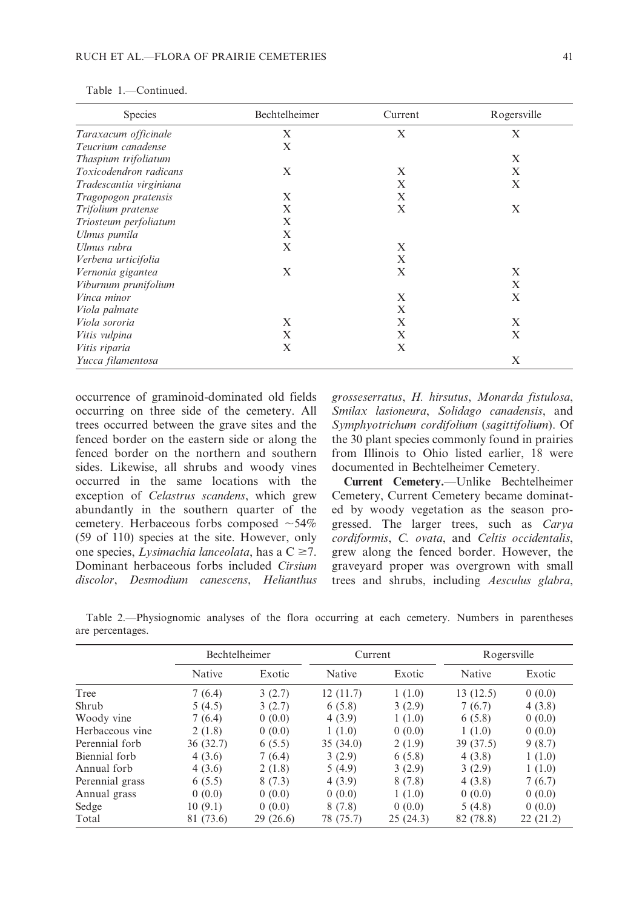Table 1.—Continued.

| Species | Bechtelheimer | Current | Rogersville |
|---|---|---|---|
| *Taraxacum officinale* | X | X | X |
| *Teucrium canadense* | X | | |
| *Thaspium trifoliatum* | | | X |
| *Toxicodendron radicans* | X | X | X |
| *Tradescantia virginiana* | | X | X |
| *Tragopogon pratensis* | X | X | |
| *Trifolium pratense* | X | X | X |
| *Triosteum perfoliatum* | X | | |
| *Ulmus pumila* | X | | |
| *Ulmus rubra* | X | X | |
| *Verbena urticifolia* | | X | |
| *Vernonia gigantea* | X | X | X |
| *Viburnum prunifolium* | | | X |
| *Vinca minor* | | X | X |
| *Viola palmate* | | X | |
| *Viola sororia* | X | X | X |
| *Vitis vulpina* | X | X | X |
| *Vitis riparia* | X | X | |
| *Yucca filamentosa* | | | X |

occurrence of graminoid-dominated old fields occurring on three side of the cemetery. All trees occurred between the grave sites and the fenced border on the eastern side or along the fenced border on the northern and southern sides. Likewise, all shrubs and woody vines occurred in the same locations with the exception of *Celastrus scandens*, which grew abundantly in the southern quarter of the cemetery. Herbaceous forbs composed ~54% (59 of 110) species at the site. However, only one species, *Lysimachia lanceolata*, has a C $\geq$7. Dominant herbaceous forbs included *Cirsium discolor*, *Desmodium canescens*, *Helianthus grosseserratus*, *H. hirsutus*, *Monarda fistulosa*, *Smilax lasioneura*, *Solidago canadensis*, and *Symphyotrichum cordifolium* (*sagittifolium*). Of the 30 plant species commonly found in prairies from Illinois to Ohio listed earlier, 18 were documented in Bechtelheimer Cemetery.

**Current Cemetery.**—Unlike Bechtelheimer Cemetery, Current Cemetery became dominated by woody vegetation as the season progressed. The larger trees, such as *Carya cordiformis*, *C. ovata*, and *Celtis occidentalis*, grew along the fenced border. However, the graveyard proper was overgrown with small trees and shrubs, including *Aesculus glabra*,

Table 2.—Physiognomic analyses of the flora occurring at each cemetery. Numbers in parentheses are percentages.

| | Bechtelheimer | | Current | | Rogersville | |
|---|---|---|---|---|---|---|
| | Native | Exotic | Native | Exotic | Native | Exotic |
| Tree | 7 (6.4) | 3 (2.7) | 12 (11.7) | 1 (1.0) | 13 (12.5) | 0 (0.0) |
| Shrub | 5 (4.5) | 3 (2.7) | 6 (5.8) | 3 (2.9) | 7 (6.7) | 4 (3.8) |
| Woody vine | 7 (6.4) | 0 (0.0) | 4 (3.9) | 1 (1.0) | 6 (5.8) | 0 (0.0) |
| Herbaceous vine | 2 (1.8) | 0 (0.0) | 1 (1.0) | 0 (0.0) | 1 (1.0) | 0 (0.0) |
| Perennial forb | 36 (32.7) | 6 (5.5) | 35 (34.0) | 2 (1.9) | 39 (37.5) | 9 (8.7) |
| Biennial forb | 4 (3.6) | 7 (6.4) | 3 (2.9) | 6 (5.8) | 4 (3.8) | 1 (1.0) |
| Annual forb | 4 (3.6) | 2 (1.8) | 5 (4.9) | 3 (2.9) | 3 (2.9) | 1 (1.0) |
| Perennial grass | 6 (5.5) | 8 (7.3) | 4 (3.9) | 8 (7.8) | 4 (3.8) | 7 (6.7) |
| Annual grass | 0 (0.0) | 0 (0.0) | 0 (0.0) | 1 (1.0) | 0 (0.0) | 0 (0.0) |
| Sedge | 10 (9.1) | 0 (0.0) | 8 (7.8) | 0 (0.0) | 5 (4.8) | 0 (0.0) |
| Total | 81 (73.6) | 29 (26.6) | 78 (75.7) | 25 (24.3) | 82 (78.8) | 22 (21.2) |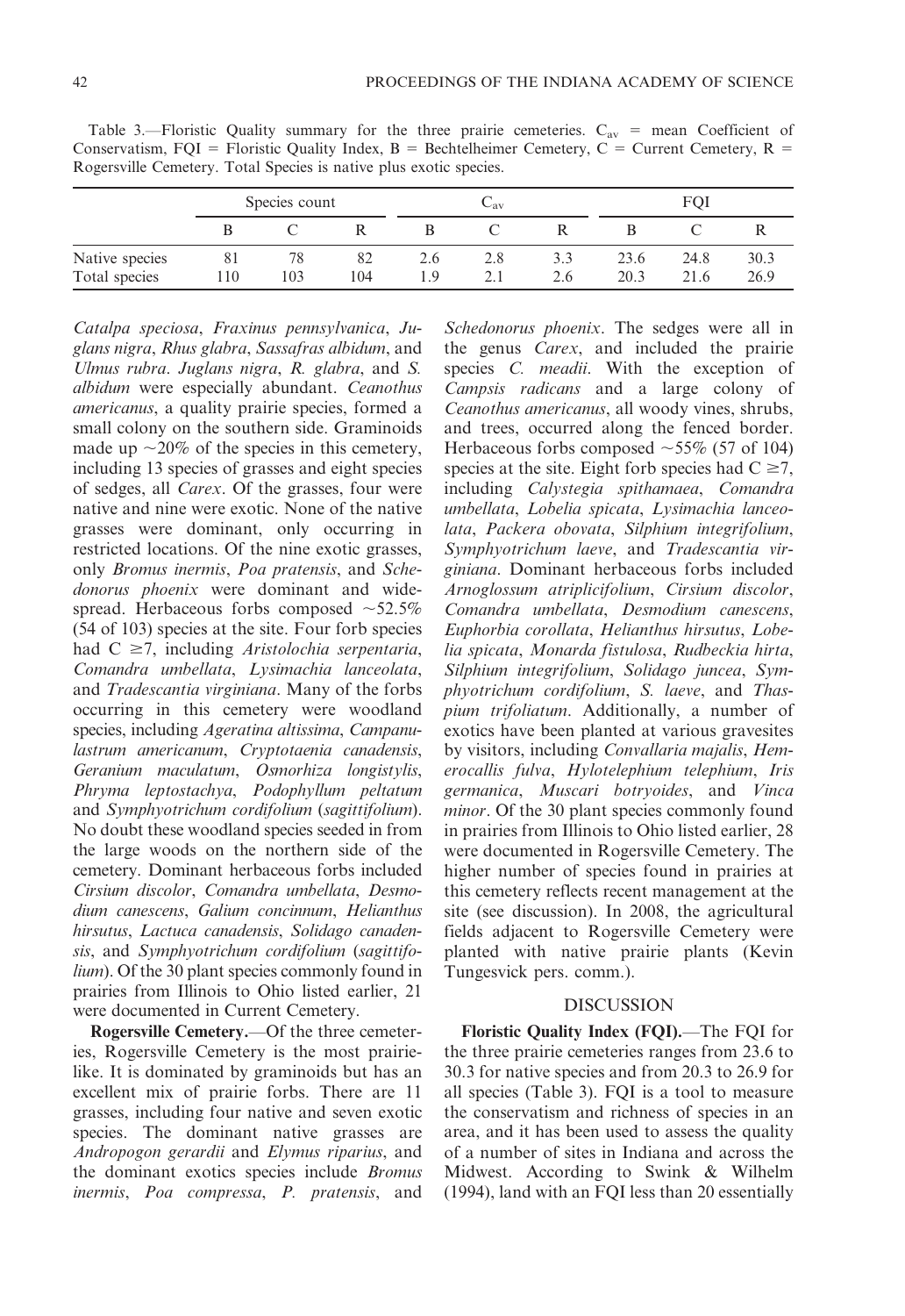Table 3.—Floristic Quality summary for the three prairie cemeteries. $C_{av}$ = mean Coefficient of Conservatism, FQI = Floristic Quality Index, B = Bechtelheimer Cemetery, C = Current Cemetery, R = Rogersville Cemetery. Total Species is native plus exotic species.

| | Species count | | | $C_{av}$ | | | FQI | | |
|---|---|---|---|---|---|---|---|---|---|
| | B | C | R | B | C | R | B | C | R |
| Native species | 81 | 78 | 82 | 2.6 | 2.8 | 3.3 | 23.6 | 24.8 | 30.3 |
| Total species | 110 | 103 | 104 | 1.9 | 2.1 | 2.6 | 20.3 | 21.6 | 26.9 |

*Catalpa speciosa*, *Fraxinus pennsylvanica*, *Juglans nigra*, *Rhus glabra*, *Sassafras albidum*, and *Ulmus rubra*. *Juglans nigra*, *R. glabra*, and *S. albidum* were especially abundant. *Ceanothus americanus*, a quality prairie species, formed a small colony on the southern side. Graminoids made up ~20% of the species in this cemetery, including 13 species of grasses and eight species of sedges, all *Carex*. Of the grasses, four were native and nine were exotic. None of the native grasses were dominant, only occurring in restricted locations. Of the nine exotic grasses, only *Bromus inermis*, *Poa pratensis*, and *Schedonorus phoenix* were dominant and widespread. Herbaceous forbs composed ~52.5% (54 of 103) species at the site. Four forb species had C ≥7, including *Aristolochia serpentaria*, *Comandra umbellata*, *Lysimachia lanceolata*, and *Tradescantia virginiana*. Many of the forbs occurring in this cemetery were woodland species, including *Ageratina altissima*, *Campanulastrum americanum*, *Cryptotaenia canadensis*, *Geranium maculatum*, *Osmorhiza longistylis*, *Phryma leptostachya*, *Podophyllum peltatum* and *Symphyotrichum cordifolium* (*sagittifolium*). No doubt these woodland species seeded in from the large woods on the northern side of the cemetery. Dominant herbaceous forbs included *Cirsium discolor*, *Comandra umbellata*, *Desmodium canescens*, *Galium concinnum*, *Helianthus hirsutus*, *Lactuca canadensis*, *Solidago canadensis*, and *Symphyotrichum cordifolium* (*sagittifolium*). Of the 30 plant species commonly found in prairies from Illinois to Ohio listed earlier, 21 were documented in Current Cemetery.

**Rogersville Cemetery.**—Of the three cemeteries, Rogersville Cemetery is the most prairie-like. It is dominated by graminoids but has an excellent mix of prairie forbs. There are 11 grasses, including four native and seven exotic species. The dominant native grasses are *Andropogon gerardii* and *Elymus riparius*, and the dominant exotics species include *Bromus inermis*, *Poa compressa*, *P. pratensis*, and *Schedonorus phoenix*. The sedges were all in the genus *Carex*, and included the prairie species *C. meadii*. With the exception of *Campsis radicans* and a large colony of *Ceanothus americanus*, all woody vines, shrubs, and trees, occurred along the fenced border. Herbaceous forbs composed ~55% (57 of 104) species at the site. Eight forb species had C ≥7, including *Calystegia spithamaea*, *Comandra umbellata*, *Lobelia spicata*, *Lysimachia lanceolata*, *Packera obovata*, *Silphium integrifolium*, *Symphyotrichum laeve*, and *Tradescantia virginiana*. Dominant herbaceous forbs included *Arnoglossum atriplicifolium*, *Cirsium discolor*, *Comandra umbellata*, *Desmodium canescens*, *Euphorbia corollata*, *Helianthus hirsutus*, *Lobelia spicata*, *Monarda fistulosa*, *Rudbeckia hirta*, *Silphium integrifolium*, *Solidago juncea*, *Symphyotrichum cordifolium*, *S. laeve*, and *Thaspium trifoliatum*. Additionally, a number of exotics have been planted at various gravesites by visitors, including *Convallaria majalis*, *Hemerocallis fulva*, *Hylotelephium telephium*, *Iris germanica*, *Muscari botryoides*, and *Vinca minor*. Of the 30 plant species commonly found in prairies from Illinois to Ohio listed earlier, 28 were documented in Rogersville Cemetery. The higher number of species found in prairies at this cemetery reflects recent management at the site (see discussion). In 2008, the agricultural fields adjacent to Rogersville Cemetery were planted with native prairie plants (Kevin Tungesvick pers. comm.).

## DISCUSSION

**Floristic Quality Index (FQI).**—The FQI for the three prairie cemeteries ranges from 23.6 to 30.3 for native species and from 20.3 to 26.9 for all species (Table 3). FQI is a tool to measure the conservatism and richness of species in an area, and it has been used to assess the quality of a number of sites in Indiana and across the Midwest. According to Swink & Wilhelm (1994), land with an FQI less than 20 essentially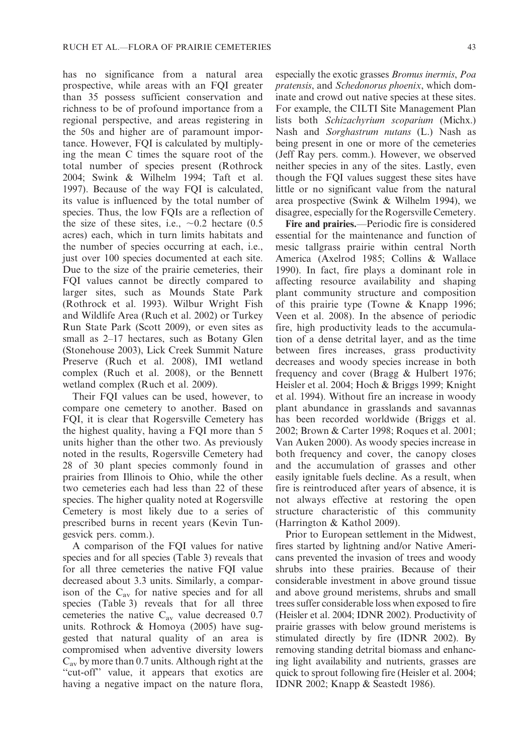has no significance from a natural area prospective, while areas with an FQI greater than 35 possess sufficient conservation and richness to be of profound importance from a regional perspective, and areas registering in the 50s and higher are of paramount importance. However, FQI is calculated by multiplying the mean C times the square root of the total number of species present (Rothrock 2004; Swink & Wilhelm 1994; Taft et al. 1997). Because of the way FQI is calculated, its value is influenced by the total number of species. Thus, the low FQIs are a reflection of the size of these sites, i.e., ~0.2 hectare (0.5 acres) each, which in turn limits habitats and the number of species occurring at each, i.e., just over 100 species documented at each site. Due to the size of the prairie cemeteries, their FQI values cannot be directly compared to larger sites, such as Mounds State Park (Rothrock et al. 1993). Wilbur Wright Fish and Wildlife Area (Ruch et al. 2002) or Turkey Run State Park (Scott 2009), or even sites as small as 2–17 hectares, such as Botany Glen (Stonehouse 2003), Lick Creek Summit Nature Preserve (Ruch et al. 2008), IMI wetland complex (Ruch et al. 2008), or the Bennett wetland complex (Ruch et al. 2009).

Their FQI values can be used, however, to compare one cemetery to another. Based on FQI, it is clear that Rogersville Cemetery has the highest quality, having a FQI more than 5 units higher than the other two. As previously noted in the results, Rogersville Cemetery had 28 of 30 plant species commonly found in prairies from Illinois to Ohio, while the other two cemeteries each had less than 22 of these species. The higher quality noted at Rogersville Cemetery is most likely due to a series of prescribed burns in recent years (Kevin Tungesvick pers. comm.).

A comparison of the FQI values for native species and for all species (Table 3) reveals that for all three cemeteries the native FQI value decreased about 3.3 units. Similarly, a comparison of the $C_{av}$ for native species and for all species (Table 3) reveals that for all three cemeteries the native $C_{av}$ value decreased 0.7 units. Rothrock & Homoya (2005) have suggested that natural quality of an area is compromised when adventive diversity lowers $C_{av}$ by more than 0.7 units. Although right at the "cut-off" value, it appears that exotics are having a negative impact on the nature flora, especially the exotic grasses *Bromus inermis*, *Poa pratensis*, and *Schedonorus phoenix*, which dominate and crowd out native species at these sites. For example, the CILTI Site Management Plan lists both *Schizachyrium scoparium* (Michx.) Nash and *Sorghastrum nutans* (L.) Nash as being present in one or more of the cemeteries (Jeff Ray pers. comm.). However, we observed neither species in any of the sites. Lastly, even though the FQI values suggest these sites have little or no significant value from the natural area prospective (Swink & Wilhelm 1994), we disagree, especially for the Rogersville Cemetery.

**Fire and prairies.**—Periodic fire is considered essential for the maintenance and function of mesic tallgrass prairie within central North America (Axelrod 1985; Collins & Wallace 1990). In fact, fire plays a dominant role in affecting resource availability and shaping plant community structure and composition of this prairie type (Towne & Knapp 1996; Veen et al. 2008). In the absence of periodic fire, high productivity leads to the accumulation of a dense detrital layer, and as the time between fires increases, grass productivity decreases and woody species increase in both frequency and cover (Bragg & Hulbert 1976; Heisler et al. 2004; Hoch & Briggs 1999; Knight et al. 1994). Without fire an increase in woody plant abundance in grasslands and savannas has been recorded worldwide (Briggs et al. 2002; Brown & Carter 1998; Roques et al. 2001; Van Auken 2000). As woody species increase in both frequency and cover, the canopy closes and the accumulation of grasses and other easily ignitable fuels decline. As a result, when fire is reintroduced after years of absence, it is not always effective at restoring the open structure characteristic of this community (Harrington & Kathol 2009).

Prior to European settlement in the Midwest, fires started by lightning and/or Native Americans prevented the invasion of trees and woody shrubs into these prairies. Because of their considerable investment in above ground tissue and above ground meristems, shrubs and small trees suffer considerable loss when exposed to fire (Heisler et al. 2004; IDNR 2002). Productivity of prairie grasses with below ground meristems is stimulated directly by fire (IDNR 2002). By removing standing detrital biomass and enhancing light availability and nutrients, grasses are quick to sprout following fire (Heisler et al. 2004; IDNR 2002; Knapp & Seastedt 1986).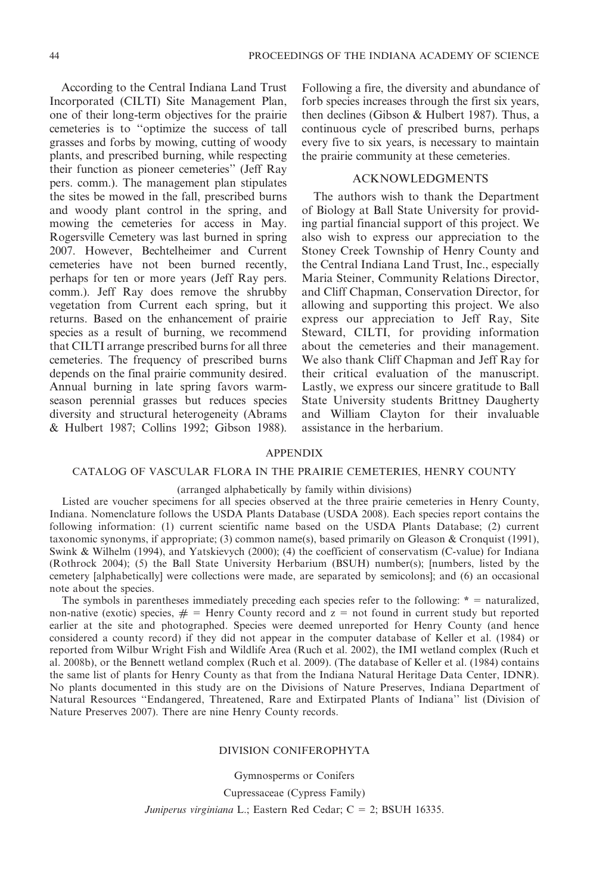According to the Central Indiana Land Trust Incorporated (CILTI) Site Management Plan, one of their long-term objectives for the prairie cemeteries is to "optimize the success of tall grasses and forbs by mowing, cutting of woody plants, and prescribed burning, while respecting their function as pioneer cemeteries" (Jeff Ray pers. comm.). The management plan stipulates the sites be mowed in the fall, prescribed burns and woody plant control in the spring, and mowing the cemeteries for access in May. Rogersville Cemetery was last burned in spring 2007. However, Bechtelheimer and Current cemeteries have not been burned recently, perhaps for ten or more years (Jeff Ray pers. comm.). Jeff Ray does remove the shrubby vegetation from Current each spring, but it returns. Based on the enhancement of prairie species as a result of burning, we recommend that CILTI arrange prescribed burns for all three cemeteries. The frequency of prescribed burns depends on the final prairie community desired. Annual burning in late spring favors warm-season perennial grasses but reduces species diversity and structural heterogeneity (Abrams & Hulbert 1987; Collins 1992; Gibson 1988). Following a fire, the diversity and abundance of forb species increases through the first six years, then declines (Gibson & Hulbert 1987). Thus, a continuous cycle of prescribed burns, perhaps every five to six years, is necessary to maintain the prairie community at these cemeteries.

## ACKNOWLEDGMENTS

The authors wish to thank the Department of Biology at Ball State University for providing partial financial support of this project. We also wish to express our appreciation to the Stoney Creek Township of Henry County and the Central Indiana Land Trust, Inc., especially Maria Steiner, Community Relations Director, and Cliff Chapman, Conservation Director, for allowing and supporting this project. We also express our appreciation to Jeff Ray, Site Steward, CILTI, for providing information about the cemeteries and their management. We also thank Cliff Chapman and Jeff Ray for their critical evaluation of the manuscript. Lastly, we express our sincere gratitude to Ball State University students Brittney Daugherty and William Clayton for their invaluable assistance in the herbarium.

## APPENDIX

### CATALOG OF VASCULAR FLORA IN THE PRAIRIE CEMETERIES, HENRY COUNTY

(arranged alphabetically by family within divisions)

Listed are voucher specimens for all species observed at the three prairie cemeteries in Henry County, Indiana. Nomenclature follows the USDA Plants Database (USDA 2008). Each species report contains the following information: (1) current scientific name based on the USDA Plants Database; (2) current taxonomic synonyms, if appropriate; (based primarily on Gleason & Cronquist (1991), Swink & Wilhelm (1994), and Yatskievych (2000); (4) the coefficient of conservatism (C-value) for Indiana (Rothrock 2004); (5) the Ball State University Herbarium (BSUH) number(s); [numbers, listed by the cemetery [alphabetically] were collections were made, are separated by semicolons]; and (6) an occasional note about the species.

The symbols in parentheses immediately preceding each species refer to the following: * = naturalized, non-native (exotic) species, # = Henry County record and z = not found in current study but reported earlier at the site and photographed. Species were deemed unreported for Henry County (and hence considered a county record) if they did not appear in the computer database of Keller et al. (1984) or reported from Wilbur Wright Fish and Wildlife Area (Ruch et al. 2002), the IMI wetland complex (Ruch et al. 2008b), or the Bennett wetland complex (Ruch et al. 2009). (The database of Keller et al. (1984) contains the same list of plants for Henry County as that from the Indiana Natural Heritage Data Center, IDNR). No plants documented in this study are on the Divisions of Nature Preserves, Indiana Department of Natural Resources "Endangered, Threatened, Rare and Extirpated Plants of Indiana" list (Division of Nature Preserves 2007). There are nine Henry County records.

#### DIVISION CONIFEROPHYTA

Gymnosperms or Conifers

Cupressaceae (Cypress Family)

*Juniperus virginiana* L.; Eastern Red Cedar; C = 2; BSUH 16335.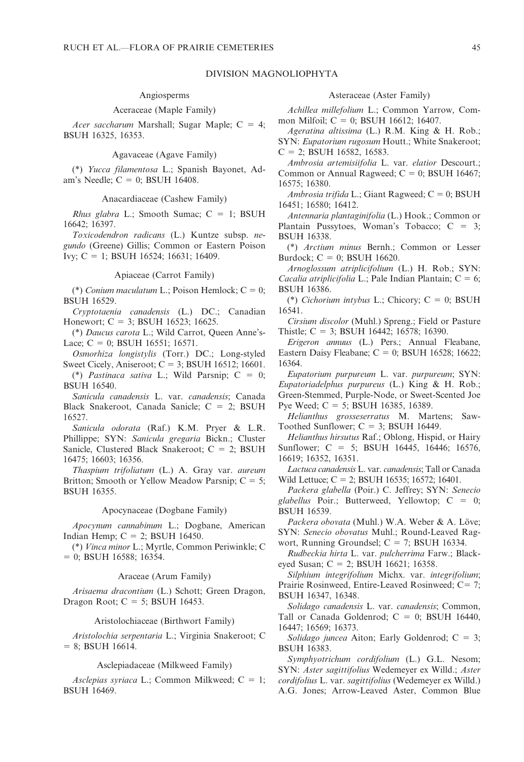## DIVISION MAGNOLIOPHYTA

### Angiosperms

#### Aceraceae (Maple Family)

*Acer saccharum* Marshall; Sugar Maple; C = 4; BSUH 16325, 16353.

#### Agavaceae (Agave Family)

(*) *Yucca filamentosa* L.; Spanish Bayonet, Adam's Needle; C = 0; BSUH 16408.

#### Anacardiaceae (Cashew Family)

*Rhus glabra* L.; Smooth Sumac; C = 1; BSUH 16642; 16397.

*Toxicodendron radicans* (L.) Kuntze subsp. *negundo* (Greene) Gillis; Common or Eastern Poison Ivy; C = 1; BSUH 16524; 16631; 16409.

#### Apiaceae (Carrot Family)

(*) *Conium maculatum* L.; Poison Hemlock; C = 0; BSUH 16529.

*Cryptotaenia canadensis* (L.) DC.; Canadian Honewort; C = 3; BSUH 16523; 16625.

(*) *Daucus carota* L.; Wild Carrot, Queen Anne's-Lace; C = 0; BSUH 16551; 16571.

*Osmorhiza longistylis* (Torr.) DC.; Long-styled Sweet Cicely, Aniseroot; C = 3; BSUH 16512; 16601.

(*) *Pastinaca sativa* L.; Wild Parsnip; C = 0; BSUH 16540.

*Sanicula canadensis* L. var. *canadensis*; Canada Black Snakeroot, Canada Sanicle; C = 2; BSUH 16527.

*Sanicula odorata* (Raf.) K.M. Pryer & L.R. Phillippe; SYN: *Sanicula gregaria* Bickn.; Cluster Sanicle, Clustered Black Snakeroot; C = 2; BSUH 16475; 16603; 16356.

*Thaspium trifoliatum* (L.) A. Gray var. *aureum* Britton; Smooth or Yellow Meadow Parsnip; C = 5; BSUH 16355.

#### Apocynaceae (Dogbane Family)

*Apocynum cannabinum* L.; Dogbane, American Indian Hemp; C = 2; BSUH 16450.

(*) *Vinca minor* L.; Myrtle, Common Periwinkle; C = 0; BSUH 16588; 16354.

#### Araceae (Arum Family)

*Arisaema dracontium* (L.) Schott; Green Dragon, Dragon Root; C = 5; BSUH 16453.

#### Aristolochiaceae (Birthwort Family)

*Aristolochia serpentaria* L.; Virginia Snakeroot; C = 8; BSUH 16614.

#### Asclepiadaceae (Milkweed Family)

*Asclepias syriaca* L.; Common Milkweed; C = 1; BSUH 16469.

#### Asteraceae (Aster Family)

*Achillea millefolium* L.; Common Yarrow, Common Milfoil; C = 0; BSUH 16612; 16407.

*Ageratina altissima* (L.) R.M. King & H. Rob.; SYN: *Eupatorium rugosum* Houtt.; White Snakeroot; C = 2; BSUH 16582, 16583.

*Ambrosia artemisiifolia* L. var. *elatior* Descourt.; Common or Annual Ragweed; C = 0; BSUH 16467; 16575; 16380.

*Ambrosia trifida* L.; Giant Ragweed; C = 0; BSUH 16451; 16580; 16412.

*Antennaria plantaginifolia* (L.) Hook.; Common or Plantain Pussytoes, Woman's Tobacco; C = 3; BSUH 16338.

(*) *Arctium minus* Bernh.; Common or Lesser Burdock; C = 0; BSUH 16620.

*Arnoglossum atriplicifolium* (L.) H. Rob.; SYN: *Cacalia atriplicifolia* L.; Pale Indian Plantain; C = 6; BSUH 16386.

(*) *Cichorium intybus* L.; Chicory; C = 0; BSUH 16541.

*Cirsium discolor* (Muhl.) Spreng.; Field or Pasture Thistle; C = 3; BSUH 16442; 16578; 16390.

*Erigeron annuus* (L.) Pers.; Annual Fleabane, Eastern Daisy Fleabane; C = 0; BSUH 16528; 16622; 16364.

*Eupatorium purpureum* L. var. *purpureum*; SYN: *Eupatoriadelphus purpureus* (L.) King & H. Rob.; Green-Stemmed, Purple-Node, or Sweet-Scented Joe Pye Weed; C = 5; BSUH 16385, 16389.

*Helianthus grosseserratus* M. Martens; Saw-Toothed Sunflower; C = 3; BSUH 16449.

*Helianthus hirsutus* Raf.; Oblong, Hispid, or Hairy Sunflower; C = 5; BSUH 16445, 16446; 16576, 16619; 16352, 16351.

*Lactuca canadensis* L. var. *canadensis*; Tall or Canada Wild Lettuce; C = 2; BSUH 16535; 16572; 16401.

*Packera glabella* (Poir.) C. Jeffrey; SYN: *Senecio glabellus* Poir.; Butterweed, Yellowtop; C = 0; BSUH 16539.

*Packera obovata* (Muhl.) W.A. Weber & A. Löve; SYN: *Senecio obovatus* Muhl.; Round-Leaved Ragwort, Running Groundsel; C = 7; BSUH 16334.

*Rudbeckia hirta* L. var. *pulcherrima* Farw.; Black-eyed Susan; C = 2; BSUH 16621; 16358.

*Silphium integrifolium* Michx. var. *integrifolium*; Prairie Rosinweed, Entire-Leaved Rosinweed; C= 7; BSUH 16347, 16348.

*Solidago canadensis* L. var. *canadensis*; Common, Tall or Canada Goldenrod; C = 0; BSUH 16440, 16447; 16569; 16373.

*Solidago juncea* Aiton; Early Goldenrod; C = 3; BSUH 16383.

*Symphyotrichum cordifolium* (L.) G.L. Nesom; SYN: *Aster sagittifolius* Wedemeyer ex Willd.; *Aster cordifolius* L. var. *sagittifolius* (Wedemeyer ex Willd.) A.G. Jones; Arrow-Leaved Aster, Common Blue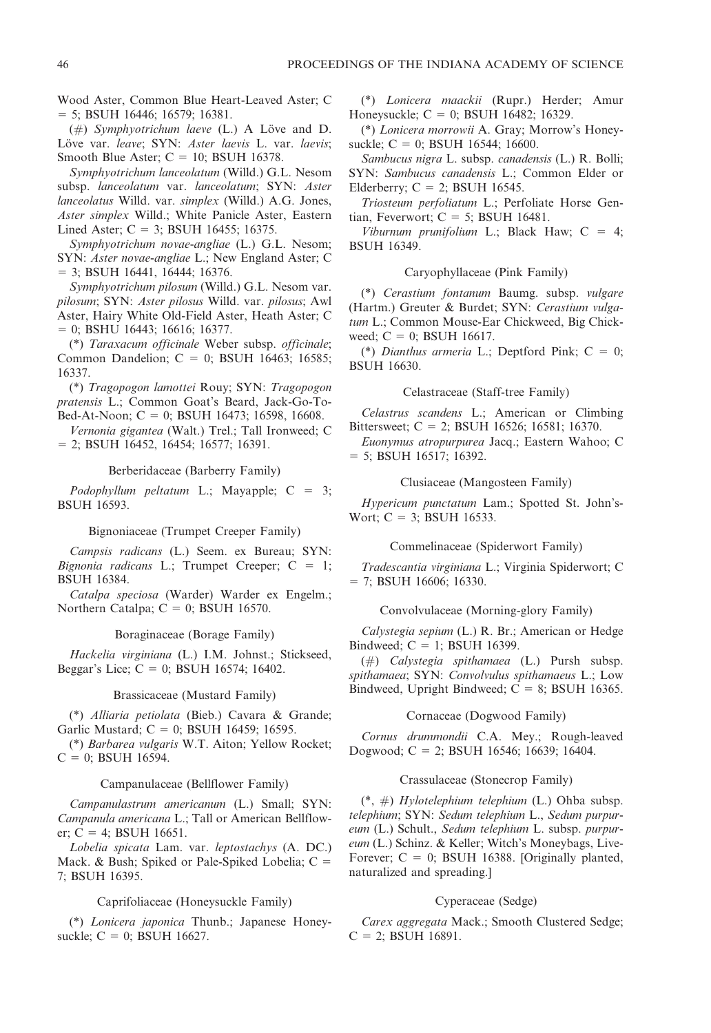Wood Aster, Common Blue Heart-Leaved Aster; C = 5; BSUH 16446; 16579; 16381.

(#) *Symphyotrichum laeve* (L.) A Löve and D. Löve var. *leave*; SYN: *Aster laevis* L. var. *laevis*; Smooth Blue Aster; C = 10; BSUH 16378.

*Symphyotrichum lanceolatum* (Willd.) G.L. Nesom subsp. *lanceolatum* var. *lanceolatum*; SYN: *Aster lanceolatus* Willd. var. *simplex* (Willd.) A.G. Jones, *Aster simplex* Willd.; White Panicle Aster, Eastern Lined Aster; C = 3; BSUH 16455; 16375.

*Symphyotrichum novae-angliae* (L.) G.L. Nesom; SYN: *Aster novae-angliae* L.; New England Aster; C = 3; BSUH 16441, 16444; 16376.

*Symphyotrichum pilosum* (Willd.) G.L. Nesom var. *pilosum*; SYN: *Aster pilosus* Willd. var. *pilosus*; Awl Aster, Hairy White Old-Field Aster, Heath Aster; C = 0; BSHU 16443; 16616; 16377.

(*) *Taraxacum officinale* Weber subsp. *officinale*; Common Dandelion; C = 0; BSUH 16463; 16585; 16337.

(*) *Tragopogon lamottei* Rouy; SYN: *Tragopogon pratensis* L.; Common Goat's Beard, Jack-Go-To-Bed-At-Noon; C = 0; BSUH 16473; 16598, 16608.

*Vernonia gigantea* (Walt.) Trel.; Tall Ironweed; C = 2; BSUH 16452, 16454; 16577; 16391.

Berberidaceae (Barberry Family)

*Podophyllum peltatum* L.; Mayapple; C = 3; BSUH 16593.

Bignoniaceae (Trumpet Creeper Family)

*Campsis radicans* (L.) Seem. ex Bureau; SYN: *Bignonia radicans* L.; Trumpet Creeper; C = 1; BSUH 16384.

*Catalpa speciosa* (Warder) Warder ex Engelm.; Northern Catalpa; C = 0; BSUH 16570.

Boraginaceae (Borage Family)

*Hackelia virginiana* (L.) I.M. Johnst.; Stickseed, Beggar's Lice; C = 0; BSUH 16574; 16402.

Brassicaceae (Mustard Family)

(*) *Alliaria petiolata* (Bieb.) Cavara & Grande; Garlic Mustard; C = 0; BSUH 16459; 16595.

(*) *Barbarea vulgaris* W.T. Aiton; Yellow Rocket; C = 0; BSUH 16594.

Campanulaceae (Bellflower Family)

*Campanulastrum americanum* (L.) Small; SYN: *Campanula americana* L.; Tall or American Bellflower; C = 4; BSUH 16651.

*Lobelia spicata* Lam. var. *leptostachys* (A. DC.) Mack. & Bush; Spiked or Pale-Spiked Lobelia; C = 7; BSUH 16395.

Caprifoliaceae (Honeysuckle Family)

(*) *Lonicera japonica* Thunb.; Japanese Honeysuckle; C = 0; BSUH 16627.

(*) *Lonicera maackii* (Rupr.) Herder; Amur Honeysuckle; C = 0; BSUH 16482; 16329.

(*) *Lonicera morrowii* A. Gray; Morrow's Honeysuckle; C = 0; BSUH 16544; 16600.

*Sambucus nigra* L. subsp. *canadensis* (L.) R. Bolli; SYN: *Sambucus canadensis* L.; Common Elder or Elderberry; C = 2; BSUH 16545.

*Triosteum perfoliatum* L.; Perfoliate Horse Gentian, Feverwort; C = 5; BSUH 16481.

*Viburnum prunifolium* L.; Black Haw; C = 4; BSUH 16349.

Caryophyllaceae (Pink Family)

(*) *Cerastium fontanum* Baumg. subsp. *vulgare* (Hartm.) Greuter & Burdet; SYN: *Cerastium vulgatum* L.; Common Mouse-Ear Chickweed, Big Chickweed; C = 0; BSUH 16617.

(*) *Dianthus armeria* L.; Deptford Pink; C = 0; BSUH 16630.

Celastraceae (Staff-tree Family)

*Celastrus scandens* L.; American or Climbing Bittersweet; C = 2; BSUH 16526; 16581; 16370.

*Euonymus atropurpurea* Jacq.; Eastern Wahoo; C = 5; BSUH 16517; 16392.

Clusiaceae (Mangosteen Family)

*Hypericum punctatum* Lam.; Spotted St. John's-Wort; C = 3; BSUH 16533.

Commelinaceae (Spiderwort Family)

*Tradescantia virginiana* L.; Virginia Spiderwort; C = 7; BSUH 16606; 16330.

Convolvulaceae (Morning-glory Family)

*Calystegia sepium* (L.) R. Br.; American or Hedge Bindweed; C = 1; BSUH 16399.

(#) *Calystegia spithamaea* (L.) Pursh subsp. *spithamaea*; SYN: *Convolvulus spithamaeus* L.; Low Bindweed, Upright Bindweed; C = 8; BSUH 16365.

Cornaceae (Dogwood Family)

*Cornus drummondii* C.A. Mey.; Rough-leaved Dogwood; C = 2; BSUH 16546; 16639; 16404.

Crassulaceae (Stonecrop Family)

(*, #) *Hylotelephium telephium* (L.) Ohba subsp. *telephium*; SYN: *Sedum telephium* L., *Sedum purpureum* (L.) Schult., *Sedum telephium* L. subsp. *purpureum* (L.) Schinz. & Keller; Witch's Moneybags, Live-Forever; C = 0; BSUH 16388. [Originally planted, naturalized and spreading.]

Cyperaceae (Sedge)

*Carex aggregata* Mack.; Smooth Clustered Sedge; C = 2; BSUH 16891.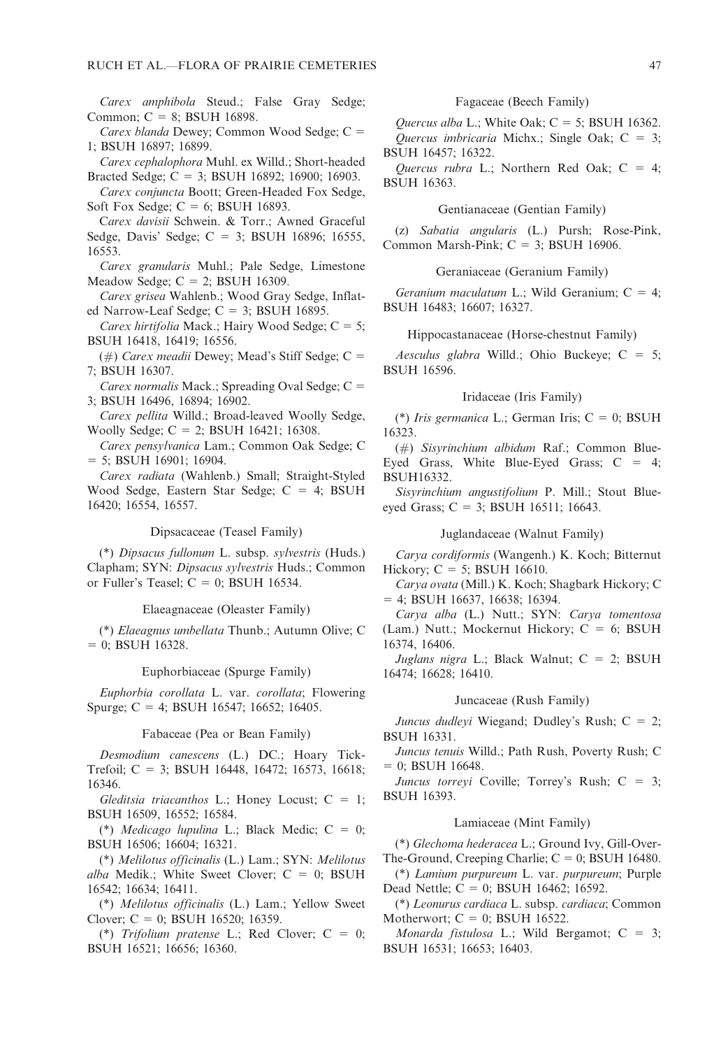*Carex amphibola* Steud.; False Gray Sedge; Common; C = 8; BSUH 16898.

*Carex blanda* Dewey; Common Wood Sedge; C = 1; BSUH 16897; 16899.

*Carex cephalophora* Muhl. ex Willd.; Short-headed Bracted Sedge; C = 3; BSUH 16892; 16900; 16903.

*Carex conjuncta* Boott; Green-Headed Fox Sedge, Soft Fox Sedge; C = 6; BSUH 16893.

*Carex davisii* Schwein. & Torr.; Awned Graceful Sedge, Davis' Sedge; C = 3; BSUH 16896; 16555, 16553.

*Carex granularis* Muhl.; Pale Sedge, Limestone Meadow Sedge; C = 2; BSUH 16309.

*Carex grisea* Wahlenb.; Wood Gray Sedge, Inflated Narrow-Leaf Sedge; C = 3; BSUH 16895.

*Carex hirtifolia* Mack.; Hairy Wood Sedge; C = 5; BSUH 16418, 16419; 16556.

(#) *Carex meadii* Dewey; Mead's Stiff Sedge; C = 7; BSUH 16307.

*Carex normalis* Mack.; Spreading Oval Sedge; C = 3; BSUH 16496, 16894; 16902.

*Carex pellita* Willd.; Broad-leaved Woolly Sedge, Woolly Sedge; C = 2; BSUH 16421; 16308.

*Carex pensylvanica* Lam.; Common Oak Sedge; C = 5; BSUH 16901; 16904.

*Carex radiata* (Wahlenb.) Small; Straight-Styled Wood Sedge, Eastern Star Sedge; C = 4; BSUH 16420; 16554, 16557.

### Dipsacaceae (Teasel Family)

(*) *Dipsacus fullonum* L. subsp. *sylvestris* (Huds.) Clapham; SYN: *Dipsacus sylvestris* Huds.; Common or Fuller's Teasel; C = 0; BSUH 16534.

### Elaeagnaceae (Oleaster Family)

(*) *Elaeagnus umbellata* Thunb.; Autumn Olive; C = 0; BSUH 16328.

### Euphorbiaceae (Spurge Family)

*Euphorbia corollata* L. var. *corollata*; Flowering Spurge; C = 4; BSUH 16547; 16652; 16405.

### Fabaceae (Pea or Bean Family)

*Desmodium canescens* (L.) DC.; Hoary Tick-Trefoil; C = 3; BSUH 16448, 16472; 16573, 16618; 16346.

*Gleditsia triacanthos* L.; Honey Locust; C = 1; BSUH 16509, 16552; 16584.

(*) *Medicago lupulina* L.; Black Medic; C = 0; BSUH 16506; 16604; 16321.

(*) *Melilotus officinalis* (L.) Lam.; SYN: *Melilotus alba* Medik.; White Sweet Clover; C = 0; BSUH 16542; 16634; 16411.

(*) *Melilotus officinalis* (L.) Lam.; Yellow Sweet Clover; C = 0; BSUH 16520; 16359.

(*) *Trifolium pratense* L.; Red Clover; C = 0; BSUH 16521; 16656; 16360.

### Fagaceae (Beech Family)

*Quercus alba* L.; White Oak; C = 5; BSUH 16362.

*Quercus imbricaria* Michx.; Single Oak; C = 3; BSUH 16457; 16322.

*Quercus rubra* L.; Northern Red Oak; C = 4; BSUH 16363.

### Gentianaceae (Gentian Family)

(z) *Sabatia angularis* (L.) Pursh; Rose-Pink, Common Marsh-Pink; C = 3; BSUH 16906.

### Geraniaceae (Geranium Family)

*Geranium maculatum* L.; Wild Geranium; C = 4; BSUH 16483; 16607; 16327.

### Hippocastanaceae (Horse-chestnut Family)

*Aesculus glabra* Willd.; Ohio Buckeye; C = 5; BSUH 16596.

### Iridaceae (Iris Family)

(*) *Iris germanica* L.; German Iris; C = 0; BSUH 16323.

(#) *Sisyrinchium albidum* Raf.; Common Blue-Eyed Grass, White Blue-Eyed Grass; C = 4; BSUH16332.

*Sisyrinchium angustifolium* P. Mill.; Stout Blue-eyed Grass; C = 3; BSUH 16511; 16643.

### Juglandaceae (Walnut Family)

*Carya cordiformis* (Wangenh.) K. Koch; Bitternut Hickory; C = 5; BSUH 16610.

*Carya ovata* (Mill.) K. Koch; Shagbark Hickory; C = 4; BSUH 16637, 16638; 16394.

*Carya alba* (L.) Nutt.; SYN: *Carya tomentosa* (Lam.) Nutt.; Mockernut Hickory; C = 6; BSUH 16374, 16406.

*Juglans nigra* L.; Black Walnut; C = 2; BSUH 16474; 16628; 16410.

### Juncaceae (Rush Family)

*Juncus dudleyi* Wiegand; Dudley's Rush; C = 2; BSUH 16331.

*Juncus tenuis* Willd.; Path Rush, Poverty Rush; C = 0; BSUH 16648.

*Juncus torreyi* Coville; Torrey's Rush; C = 3; BSUH 16393.

### Lamiaceae (Mint Family)

(*) *Glechoma hederacea* L.; Ground Ivy, Gill-Over-The-Ground, Creeping Charlie; C = 0; BSUH 16480.

(*) *Lamium purpureum* L. var. *purpureum*; Purple Dead Nettle; C = 0; BSUH 16462; 16592.

(*) *Leonurus cardiaca* L. subsp. *cardiaca*; Common Motherwort; C = 0; BSUH 16522.

*Monarda fistulosa* L.; Wild Bergamot; C = 3; BSUH 16531; 16653; 16403.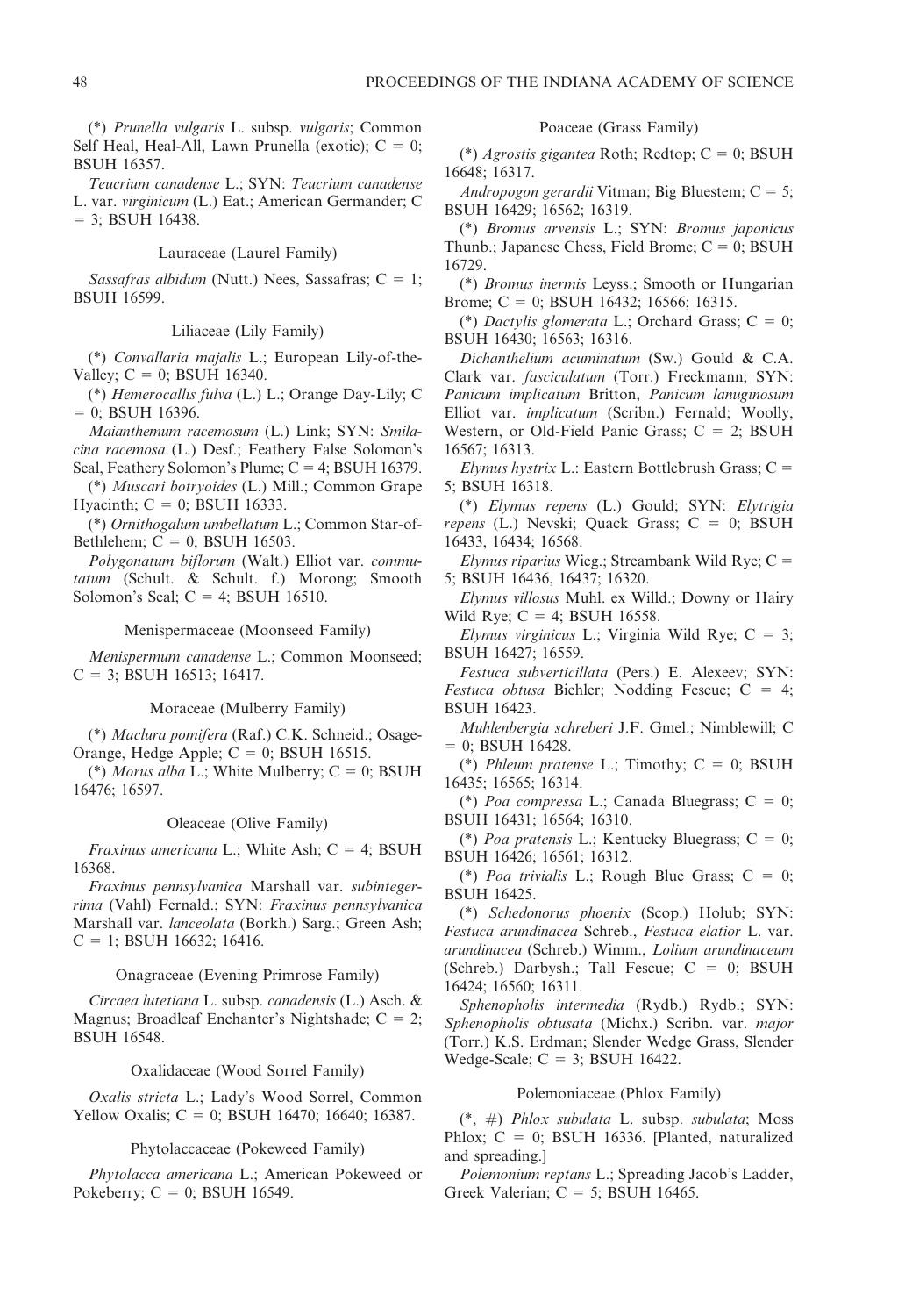(*) *Prunella vulgaris* L. subsp. *vulgaris*; Common Self Heal, Heal-All, Lawn Prunella (exotic); C = 0; BSUH 16357.

*Teucrium canadense* L.; SYN: *Teucrium canadense* L. var. *virginicum* (L.) Eat.; American Germander; C = 3; BSUH 16438.

### Lauraceae (Laurel Family)

*Sassafras albidum* (Nutt.) Nees, Sassafras; C = 1; BSUH 16599.

### Liliaceae (Lily Family)

(*) *Convallaria majalis* L.; European Lily-of-the-Valley; C = 0; BSUH 16340.

(*) *Hemerocallis fulva* (L.) L.; Orange Day-Lily; C = 0; BSUH 16396.

*Maianthemum racemosum* (L.) Link; SYN: *Smilacina racemosa* (L.) Desf.; Feathery False Solomon's Seal, Feathery Solomon's Plume; C = 4; BSUH 16379.

(*) *Muscari botryoides* (L.) Mill.; Common Grape Hyacinth; C = 0; BSUH 16333.

(*) *Ornithogalum umbellatum* L.; Common Star-of-Bethlehem; C = 0; BSUH 16503.

*Polygonatum biflorum* (Walt.) Elliot var. *commutatum* (Schult. & Schult. f.) Morong; Smooth Solomon's Seal; C = 4; BSUH 16510.

### Menispermaceae (Moonseed Family)

*Menispermum canadense* L.; Common Moonseed; C = 3; BSUH 16513; 16417.

### Moraceae (Mulberry Family)

(*) *Maclura pomifera* (Raf.) C.K. Schneid.; Osage-Orange, Hedge Apple; C = 0; BSUH 16515.

(*) *Morus alba* L.; White Mulberry; C = 0; BSUH 16476; 16597.

### Oleaceae (Olive Family)

*Fraxinus americana* L.; White Ash; C = 4; BSUH 16368.

*Fraxinus pennsylvanica* Marshall var. *subintegerrima* (Vahl) Fernald.; SYN: *Fraxinus pennsylvanica* Marshall var. *lanceolata* (Borkh.) Sarg.; Green Ash; C = 1; BSUH 16632; 16416.

### Onagraceae (Evening Primrose Family)

*Circaea lutetiana* L. subsp. *canadensis* (L.) Asch. & Magnus; Broadleaf Enchanter's Nightshade; C = 2; BSUH 16548.

### Oxalidaceae (Wood Sorrel Family)

*Oxalis stricta* L.; Lady's Wood Sorrel, Common Yellow Oxalis; C = 0; BSUH 16470; 16640; 16387.

### Phytolaccaceae (Pokeweed Family)

*Phytolacca americana* L.; American Pokeweed or Pokeberry; C = 0; BSUH 16549.

### Poaceae (Grass Family)

(*) *Agrostis gigantea* Roth; Redtop; C = 0; BSUH 16648; 16317.

*Andropogon gerardii* Vitman; Big Bluestem; C = 5; BSUH 16429; 16562; 16319.

(*) *Bromus arvensis* L.; SYN: *Bromus japonicus* Thunb.; Japanese Chess, Field Brome; C = 0; BSUH 16729.

(*) *Bromus inermis* Leyss.; Smooth or Hungarian Brome; C = 0; BSUH 16432; 16566; 16315.

(*) *Dactylis glomerata* L.; Orchard Grass; C = 0; BSUH 16430; 16563; 16316.

*Dichanthelium acuminatum* (Sw.) Gould & C.A. Clark var. *fasciculatum* (Torr.) Freckmann; SYN: *Panicum implicatum* Britton, *Panicum lanuginosum* Elliot var. *implicatum* (Scribn.) Fernald; Woolly, Western, or Old-Field Panic Grass; C = 2; BSUH 16567; 16313.

*Elymus hystrix* L.: Eastern Bottlebrush Grass; C = 5; BSUH 16318.

(*) *Elymus repens* (L.) Gould; SYN: *Elytrigia repens* (L.) Nevski; Quack Grass; C = 0; BSUH 16433, 16434; 16568.

*Elymus riparius* Wieg.; Streambank Wild Rye; C = 5; BSUH 16436, 16437; 16320.

*Elymus villosus* Muhl. ex Willd.; Downy or Hairy Wild Rye; C = 4; BSUH 16558.

*Elymus virginicus* L.; Virginia Wild Rye; C = 3; BSUH 16427; 16559.

*Festuca subverticillata* (Pers.) E. Alexeev; SYN: *Festuca obtusa* Biehler; Nodding Fescue; C = 4; BSUH 16423.

*Muhlenbergia schreberi* J.F. Gmel.; Nimblewill; C = 0; BSUH 16428.

(*) *Phleum pratense* L.; Timothy; C = 0; BSUH 16435; 16565; 16314.

(*) *Poa compressa* L.; Canada Bluegrass; C = 0; BSUH 16431; 16564; 16310.

(*) *Poa pratensis* L.; Kentucky Bluegrass; C = 0; BSUH 16426; 16561; 16312.

(*) *Poa trivialis* L.; Rough Blue Grass; C = 0; BSUH 16425.

(*) *Schedonorus phoenix* (Scop.) Holub; SYN: *Festuca arundinacea* Schreb., *Festuca elatior* L. var. *arundinacea* (Schreb.) Wimm., *Lolium arundinaceum* (Schreb.) Darbysh.; Tall Fescue; C = 0; BSUH 16424; 16560; 16311.

*Sphenopholis intermedia* (Rydb.) Rydb.; SYN: *Sphenopholis obtusata* (Michx.) Scribn. var. *major* (Torr.) K.S. Erdman; Slender Wedge Grass, Slender Wedge-Scale; C = 3; BSUH 16422.

### Polemoniaceae (Phlox Family)

(*, #) *Phlox subulata* L. subsp. *subulata*; Moss Phlox; C = 0; BSUH 16336. [Planted, naturalized and spreading.]

*Polemonium reptans* L.; Spreading Jacob's Ladder, Greek Valerian; C = 5; BSUH 16465.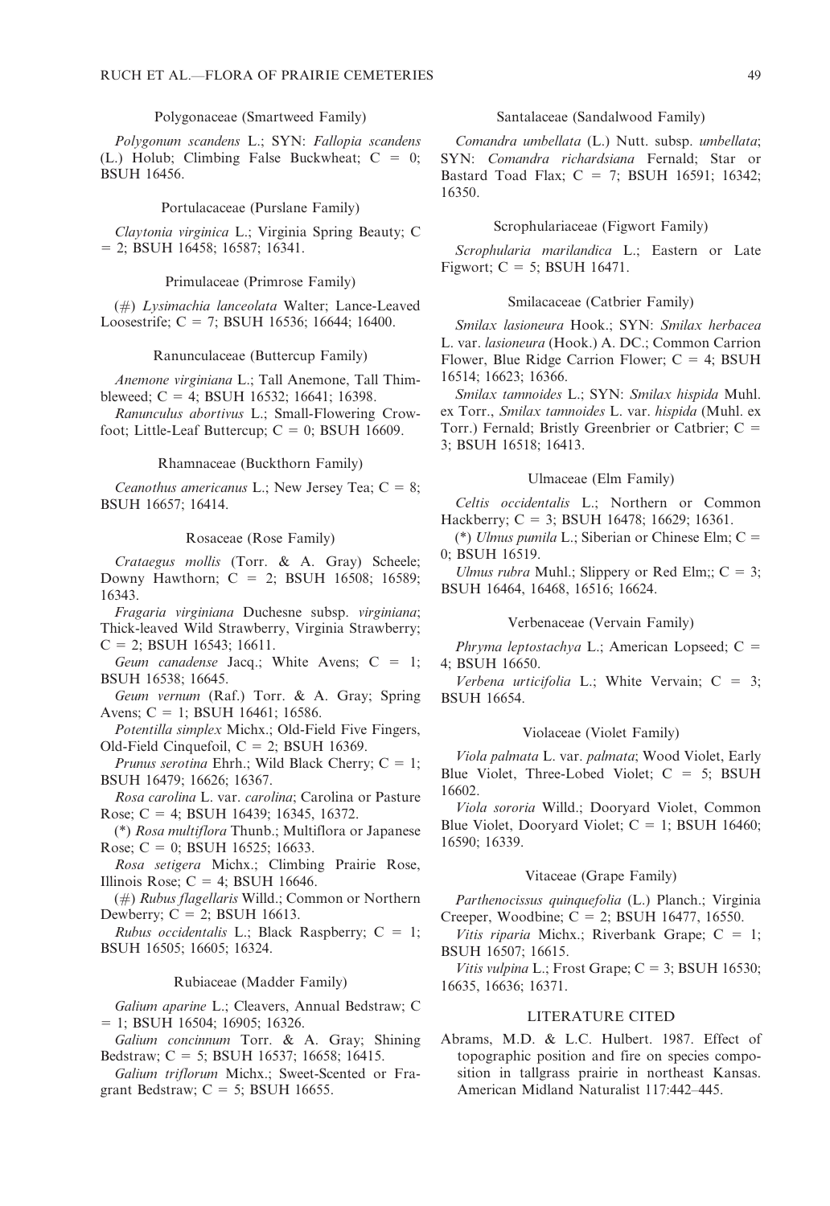### Polygonaceae (Smartweed Family)

*Polygonum scandens* L.; SYN: *Fallopia scandens* (L.) Holub; Climbing False Buckwheat; C = 0; BSUH 16456.

### Portulacaceae (Purslane Family)

*Claytonia virginica* L.; Virginia Spring Beauty; C = 2; BSUH 16458; 16587; 16341.

### Primulaceae (Primrose Family)

(#) *Lysimachia lanceolata* Walter; Lance-Leaved Loosestrife; C = 7; BSUH 16536; 16644; 16400.

### Ranunculaceae (Buttercup Family)

*Anemone virginiana* L.; Tall Anemone, Tall Thimbleweed; C = 4; BSUH 16532; 16641; 16398.

*Ranunculus abortivus* L.; Small-Flowering Crowfoot; Little-Leaf Buttercup; C = 0; BSUH 16609.

### Rhamnaceae (Buckthorn Family)

*Ceanothus americanus* L.; New Jersey Tea; C = 8; BSUH 16657; 16414.

### Rosaceae (Rose Family)

*Crataegus mollis* (Torr. & A. Gray) Scheele; Downy Hawthorn; C = 2; BSUH 16508; 16589; 16343.

*Fragaria virginiana* Duchesne subsp. *virginiana*; Thick-leaved Wild Strawberry, Virginia Strawberry; C = 2; BSUH 16543; 16611.

*Geum canadense* Jacq.; White Avens; C = 1; BSUH 16538; 16645.

*Geum vernum* (Raf.) Torr. & A. Gray; Spring Avens; C = 1; BSUH 16461; 16586.

*Potentilla simplex* Michx.; Old-Field Five Fingers, Old-Field Cinquefoil, C = 2; BSUH 16369.

*Prunus serotina* Ehrh.; Wild Black Cherry; C = 1; BSUH 16479; 16626; 16367.

*Rosa carolina* L. var. *carolina*; Carolina or Pasture Rose; C = 4; BSUH 16439; 16345, 16372.

(*) *Rosa multiflora* Thunb.; Multiflora or Japanese Rose; C = 0; BSUH 16525; 16633.

*Rosa setigera* Michx.; Climbing Prairie Rose, Illinois Rose; C = 4; BSUH 16646.

(#) *Rubus flagellaris* Willd.; Common or Northern Dewberry; C = 2; BSUH 16613.

*Rubus occidentalis* L.; Black Raspberry; C = 1; BSUH 16505; 16605; 16324.

### Rubiaceae (Madder Family)

*Galium aparine* L.; Cleavers, Annual Bedstraw; C = 1; BSUH 16504; 16905; 16326.

*Galium concinnum* Torr. & A. Gray; Shining Bedstraw; C = 5; BSUH 16537; 16658; 16415.

*Galium triflorum* Michx.; Sweet-Scented or Fragrant Bedstraw; C = 5; BSUH 16655.

### Santalaceae (Sandalwood Family)

*Comandra umbellata* (L.) Nutt. subsp. *umbellata*; SYN: *Comandra richardsiana* Fernald; Star or Bastard Toad Flax; C = 7; BSUH 16591; 16342; 16350.

### Scrophulariaceae (Figwort Family)

*Scrophularia marilandica* L.; Eastern or Late Figwort; C = 5; BSUH 16471.

### Smilacaceae (Catbrier Family)

*Smilax lasioneura* Hook.; SYN: *Smilax herbacea* L. var. *lasioneura* (Hook.) A. DC.; Common Carrion Flower, Blue Ridge Carrion Flower; C = 4; BSUH 16514; 16623; 16366.

*Smilax tamnoides* L.; SYN: *Smilax hispida* Muhl. ex Torr., *Smilax tamnoides* L. var. *hispida* (Muhl. ex Torr.) Fernald; Bristly Greenbrier or Catbrier; C = 3; BSUH 16518; 16413.

### Ulmaceae (Elm Family)

*Celtis occidentalis* L.; Northern or Common Hackberry; C = 3; BSUH 16478; 16629; 16361.

(*) *Ulmus pumila* L.; Siberian or Chinese Elm; C = 0; BSUH 16519.

*Ulmus rubra* Muhl.; Slippery or Red Elm;; C = 3; BSUH 16464, 16468, 16516; 16624.

### Verbenaceae (Vervain Family)

*Phryma leptostachya* L.; American Lopseed; C = 4; BSUH 16650.

*Verbena urticifolia* L.; White Vervain; C = 3; BSUH 16654.

### Violaceae (Violet Family)

*Viola palmata* L. var. *palmata*; Wood Violet, Early Blue Violet, Three-Lobed Violet; C = 5; BSUH 16602.

*Viola sororia* Willd.; Dooryard Violet, Common Blue Violet, Dooryard Violet; C = 1; BSUH 16460; 16590; 16339.

### Vitaceae (Grape Family)

*Parthenocissus quinquefolia* (L.) Planch.; Virginia Creeper, Woodbine; C = 2; BSUH 16477, 16550.

*Vitis riparia* Michx.; Riverbank Grape; C = 1; BSUH 16507; 16615.

*Vitis vulpina* L.; Frost Grape; C = 3; BSUH 16530; 16635, 16636; 16371.

## LITERATURE CITED

Abrams, M.D. & L.C. Hulbert. 1987. Effect of topographic position and fire on species composition in tallgrass prairie in northeast Kansas. American Midland Naturalist 117:442–445.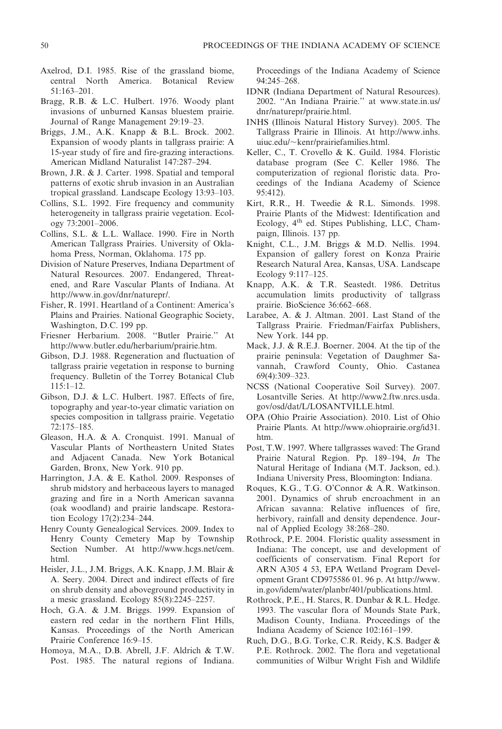Axelrod, D.I. 1985. Rise of the grassland biome, central North America. Botanical Review 51:163–201.

Bragg, R.B. & L.C. Hulbert. 1976. Woody plant invasions of unburned Kansas bluestem prairie. Journal of Range Management 29:19–23.

Briggs, J.M., A.K. Knapp & B.L. Brock. 2002. Expansion of woody plants in tallgrass prairie: A 15-year study of fire and fire-grazing interactions. American Midland Naturalist 147:287–294.

Brown, J.R. & J. Carter. 1998. Spatial and temporal patterns of exotic shrub invasion in an Australian tropical grassland. Landscape Ecology 13:93–103.

Collins, S.L. 1992. Fire frequency and community heterogeneity in tallgrass prairie vegetation. Ecology 73:2001–2006.

Collins, S.L. & L.L. Wallace. 1990. Fire in North American Tallgrass Prairies. University of Oklahoma Press, Norman, Oklahoma. 175 pp.

Division of Nature Preserves, Indiana Department of Natural Resources. 2007. Endangered, Threatened, and Rare Vascular Plants of Indiana. At http://www.in.gov/dnr/naturepr/.

Fisher, R. 1991. Heartland of a Continent: America's Plains and Prairies. National Geographic Society, Washington, D.C. 199 pp.

Friesner Herbarium. 2008. "Butler Prairie." At http://www.butler.edu/herbarium/prairie.htm.

Gibson, D.J. 1988. Regeneration and fluctuation of tallgrass prairie vegetation in response to burning frequency. Bulletin of the Torrey Botanical Club 115:1–12.

Gibson, D.J. & L.C. Hulbert. 1987. Effects of fire, topography and year-to-year climatic variation on species composition in tallgrass prairie. Vegetatio 72:175–185.

Gleason, H.A. & A. Cronquist. 1991. Manual of Vascular Plants of Northeastern United States and Adjacent Canada. New York Botanical Garden, Bronx, New York. 910 pp.

Harrington, J.A. & E. Kathol. 2009. Responses of shrub midstory and herbaceous layers to managed grazing and fire in a North American savanna (oak woodland) and prairie landscape. Restoration Ecology 17(2):234–244.

Henry County Genealogical Services. 2009. Index to Henry County Cemetery Map by Township Section Number. At http://www.hcgs.net/cem.html.

Heisler, J.L., J.M. Briggs, A.K. Knapp, J.M. Blair & A. Seery. 2004. Direct and indirect effects of fire on shrub density and aboveground productivity in a mesic grassland. Ecology 85(8):2245–2257.

Hoch, G.A. & J.M. Briggs. 1999. Expansion of eastern red cedar in the northern Flint Hills, Kansas. Proceedings of the North American Prairie Conference 16:9–15.

Homoya, M.A., D.B. Abrell, J.F. Aldrich & T.W. Post. 1985. The natural regions of Indiana. Proceedings of the Indiana Academy of Science 94:245–268.

IDNR (Indiana Department of Natural Resources). 2002. "An Indiana Prairie." at www.state.in.us/dnr/naturepr/prairie.html.

INHS (Illinois Natural History Survey). 2005. The Tallgrass Prairie in Illinois. At http://www.inhs.uiuc.edu/~kenr/prairiefamilies.html.

Keller, C., T. Crovello & K. Guild. 1984. Floristic database program (See C. Keller 1986. The computerization of regional floristic data. Proceedings of the Indiana Academy of Science 95:412).

Kirt, R.R., H. Tweedie & R.L. Simonds. 1998. Prairie Plants of the Midwest: Identification and Ecology, 4th ed. Stipes Publishing, LLC, Champaign, Illinois. 137 pp.

Knight, C.L., J.M. Briggs & M.D. Nellis. 1994. Expansion of gallery forest on Konza Prairie Research Natural Area, Kansas, USA. Landscape Ecology 9:117–125.

Knapp, A.K. & T.R. Seastedt. 1986. Detritus accumulation limits productivity of tallgrass prairie. BioScience 36:662–668.

Larabee, A. & J. Altman. 2001. Last Stand of the Tallgrass Prairie. Friedman/Fairfax Publishers, New York. 144 pp.

Mack, J.J. & R.E.J. Boerner. 2004. At the tip of the prairie peninsula: Vegetation of Daughmer Savannah, Crawford County, Ohio. Castanea 69(4):309–323.

NCSS (National Cooperative Soil Survey). 2007. Losantville Series. At http://www2.ftw.nrcs.usda.gov/osd/dat/L/LOSANTVILLE.html.

OPA (Ohio Prairie Association). 2010. List of Ohio Prairie Plants. At http://www.ohioprairie.org/id31.htm.

Post, T.W. 1997. Where tallgrasses waved: The Grand Prairie Natural Region. Pp. 189–194, *In* The Natural Heritage of Indiana (M.T. Jackson, ed.). Indiana University Press, Bloomington: Indiana.

Roques, K.G., T.G. O'Connor & A.R. Watkinson. 2001. Dynamics of shrub encroachment in an African savanna: Relative influences of fire, herbivory, rainfall and density dependence. Journal of Applied Ecology 38:268–280.

Rothrock, P.E. 2004. Floristic quality assessment in Indiana: The concept, use and development of coefficients of conservatism. Final Report for ARN A305 4 53, EPA Wetland Program Development Grant CD975586 01. 96 p. At http://www.in.gov/idem/water/planbr/401/publications.html.

Rothrock, P.E., H. Starcs, R. Dunbar & R.L. Hedge. 1993. The vascular flora of Mounds State Park, Madison County, Indiana. Proceedings of the Indiana Academy of Science 102:161–199.

Ruch, D.G., B.G. Torke, C.R. Reidy, K.S. Badger & P.E. Rothrock. 2002. The flora and vegetational communities of Wilbur Wright Fish and Wildlife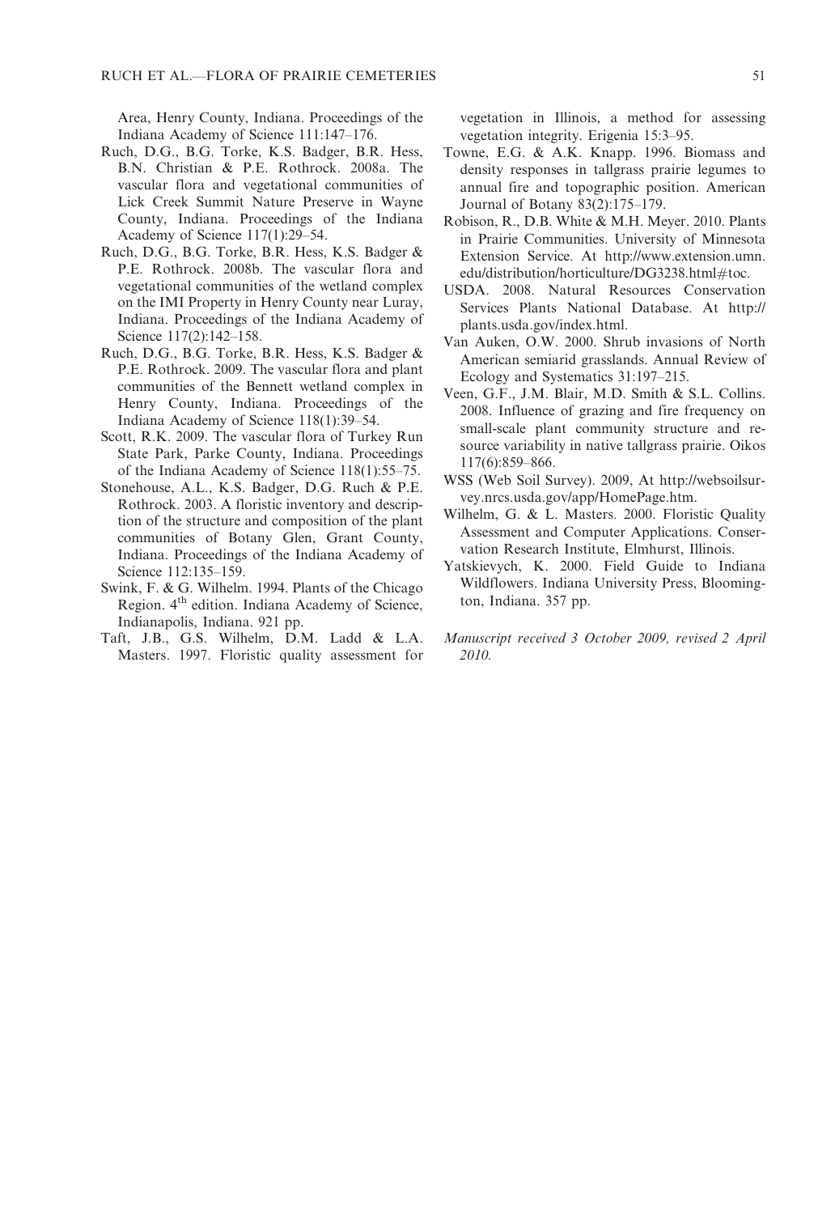Area, Henry County, Indiana. Proceedings of the Indiana Academy of Science 111:147–176.

Ruch, D.G., B.G. Torke, K.S. Badger, B.R. Hess, B.N. Christian & P.E. Rothrock. 2008a. The vascular flora and vegetational communities of Lick Creek Summit Nature Preserve in Wayne County, Indiana. Proceedings of the Indiana Academy of Science 117(1):29–54.

Ruch, D.G., B.G. Torke, B.R. Hess, K.S. Badger & P.E. Rothrock. 2008b. The vascular flora and vegetational communities of the wetland complex on the IMI Property in Henry County near Luray, Indiana. Proceedings of the Indiana Academy of Science 117(2):142–158.

Ruch, D.G., B.G. Torke, B.R. Hess, K.S. Badger & P.E. Rothrock. 2009. The vascular flora and plant communities of the Bennett wetland complex in Henry County, Indiana. Proceedings of the Indiana Academy of Science 118(1):39–54.

Scott, R.K. 2009. The vascular flora of Turkey Run State Park, Parke County, Indiana. Proceedings of the Indiana Academy of Science 118(1):55–75.

Stonehouse, A.L., K.S. Badger, D.G. Ruch & P.E. Rothrock. 2003. A floristic inventory and description of the structure and composition of the plant communities of Botany Glen, Grant County, Indiana. Proceedings of the Indiana Academy of Science 112:135–159.

Swink, F. & G. Wilhelm. 1994. Plants of the Chicago Region. 4th edition. Indiana Academy of Science, Indianapolis, Indiana. 921 pp.

Taft, J.B., G.S. Wilhelm, D.M. Ladd & L.A. Masters. 1997. Floristic quality assessment for vegetation in Illinois, a method for assessing vegetation integrity. Erigenia 15:3–95.

Towne, E.G. & A.K. Knapp. 1996. Biomass and density responses in tallgrass prairie legumes to annual fire and topographic position. American Journal of Botany 83(2):175–179.

Robison, R., D.B. White & M.H. Meyer. 2010. Plants in Prairie Communities. University of Minnesota Extension Service. At http://www.extension.umn.edu/distribution/horticulture/DG3238.html#toc.

USDA. 2008. Natural Resources Conservation Services Plants National Database. At http://plants.usda.gov/index.html.

Van Auken, O.W. 2000. Shrub invasions of North American semiarid grasslands. Annual Review of Ecology and Systematics 31:197–215.

Veen, G.F., J.M. Blair, M.D. Smith & S.L. Collins. 2008. Influence of grazing and fire frequency on small-scale plant community structure and resource variability in native tallgrass prairie. Oikos 117(6):859–866.

WSS (Web Soil Survey). 2009, At http://websoilsurvey.nrcs.usda.gov/app/HomePage.htm.

Wilhelm, G. & L. Masters. 2000. Floristic Quality Assessment and Computer Applications. Conservation Research Institute, Elmhurst, Illinois.

Yatskievych, K. 2000. Field Guide to Indiana Wildflowers. Indiana University Press, Bloomington, Indiana. 357 pp.

*Manuscript received 3 October 2009, revised 2 April 2010.*